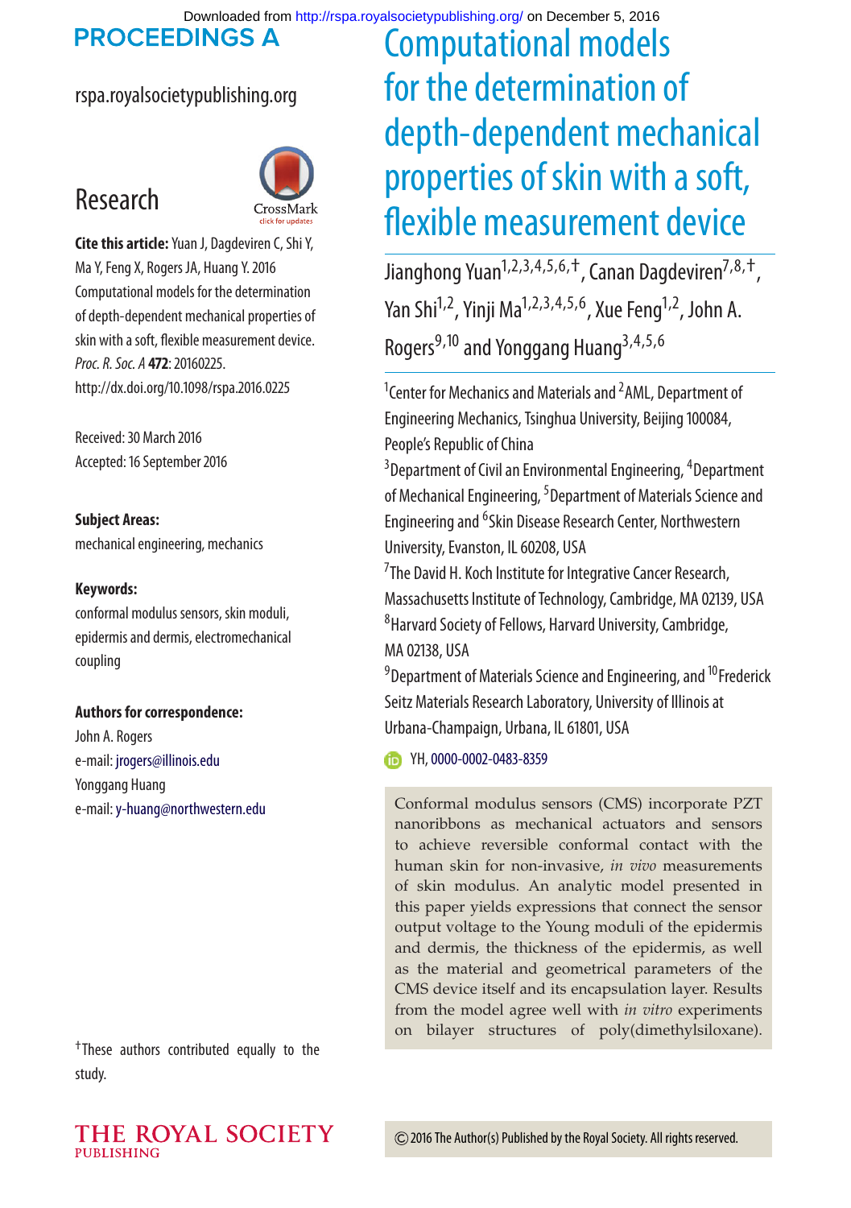PROCEEDINGS A

rspa.royalsocietypublishing.org

# Research

**Cite this article:** Yuan J, Dagdeviren C, Shi Y, Ma Y, Feng X, Rogers JA, Huang Y. 2016 Computational models for the determination of depth-dependent mechanical properties of skin with a soft, flexible measurement device. *Proc. R. Soc. A* **472**: 20160225. http://dx.doi.org/10.1098/rspa.2016.0225

Received: 30 March 2016
Accepted: 16 September 2016

**Subject Areas:**
mechanical engineering, mechanics

**Keywords:**
conformal modulus sensors, skin moduli, epidermis and dermis, electromechanical coupling

**Authors for correspondence:**
John A. Rogers
e-mail: jrogers@illinois.edu
Yonggang Huang
e-mail: y-huang@northwestern.edu

†These authors contributed equally to the study.

# Computational models for the determination of depth-dependent mechanical properties of skin with a soft, flexible measurement device

Jianghong Yuan[1,2,3,4,5,6,†], Canan Dagdeviren[7,8,†], Yan Shi[1,2], Yinji Ma[1,2,3,4,5,6], Xue Feng[1,2], John A. Rogers[9,10] and Yonggang Huang[3,4,5,6]

[1]Center for Mechanics and Materials and [2]AML, Department of Engineering Mechanics, Tsinghua University, Beijing 100084, People's Republic of China
[3]Department of Civil an Environmental Engineering, [4]Department of Mechanical Engineering, [5]Department of Materials Science and Engineering and [6]Skin Disease Research Center, Northwestern University, Evanston, IL 60208, USA
[7]The David H. Koch Institute for Integrative Cancer Research, Massachusetts Institute of Technology, Cambridge, MA 02139, USA
[8]Harvard Society of Fellows, Harvard University, Cambridge, MA 02138, USA
[9]Department of Materials Science and Engineering, and [10]Frederick Seitz Materials Research Laboratory, University of Illinois at Urbana-Champaign, Urbana, IL 61801, USA

YH, 0000-0002-0483-8359

Conformal modulus sensors (CMS) incorporate PZT nanoribbons as mechanical actuators and sensors to achieve reversible conformal contact with the human skin for non-invasive, *in vivo* measurements of skin modulus. An analytic model presented in this paper yields expressions that connect the sensor output voltage to the Young moduli of the epidermis and dermis, the thickness of the epidermis, as well as the material and geometrical parameters of the CMS device itself and its encapsulation layer. Results from the model agree well with *in vitro* experiments on bilayer structures of poly(dimethylsiloxane).

© 2016 The Author(s) Published by the Royal Society. All rights reserved.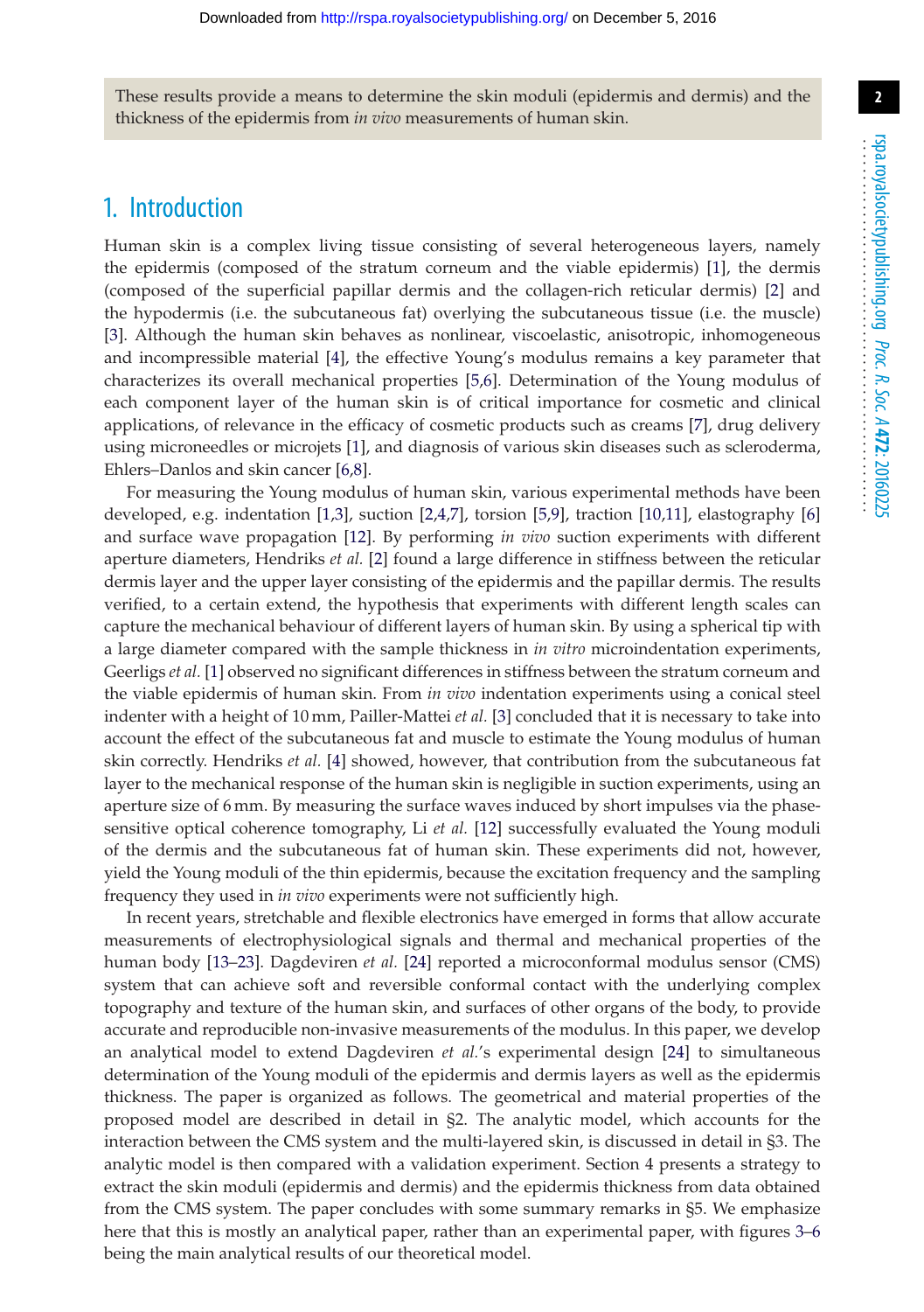These results provide a means to determine the skin moduli (epidermis and dermis) and the thickness of the epidermis from *in vivo* measurements of human skin.

## 1. Introduction

Human skin is a complex living tissue consisting of several heterogeneous layers, namely the epidermis (composed of the stratum corneum and the viable epidermis) [1], the dermis (composed of the superficial papillar dermis and the collagen-rich reticular dermis) [2] and the hypodermis (i.e. the subcutaneous fat) overlying the subcutaneous tissue (i.e. the muscle) [3]. Although the human skin behaves as nonlinear, viscoelastic, anisotropic, inhomogeneous and incompressible material [4], the effective Young's modulus remains a key parameter that characterizes its overall mechanical properties [5,6]. Determination of the Young modulus of each component layer of the human skin is of critical importance for cosmetic and clinical applications, of relevance in the efficacy of cosmetic products such as creams [7], drug delivery using microneedles or microjets [1], and diagnosis of various skin diseases such as scleroderma, Ehlers–Danlos and skin cancer [6,8].

For measuring the Young modulus of human skin, various experimental methods have been developed, e.g. indentation [1,3], suction [2,4,7], torsion [5,9], traction [10,11], elastography [6] and surface wave propagation [12]. By performing *in vivo* suction experiments with different aperture diameters, Hendriks *et al.* [2] found a large difference in stiffness between the reticular dermis layer and the upper layer consisting of the epidermis and the papillar dermis. The results verified, to a certain extend, the hypothesis that experiments with different length scales can capture the mechanical behaviour of different layers of human skin. By using a spherical tip with a large diameter compared with the sample thickness in *in vitro* microindentation experiments, Geerligs *et al.* [1] observed no significant differences in stiffness between the stratum corneum and the viable epidermis of human skin. From *in vivo* indentation experiments using a conical steel indenter with a height of 10 mm, Pailler-Mattei *et al.* [3] concluded that it is necessary to take into account the effect of the subcutaneous fat and muscle to estimate the Young modulus of human skin correctly. Hendriks *et al.* [4] showed, however, that contribution from the subcutaneous fat layer to the mechanical response of the human skin is negligible in suction experiments, using an aperture size of 6 mm. By measuring the surface waves induced by short impulses via the phase-sensitive optical coherence tomography, Li *et al.* [12] successfully evaluated the Young moduli of the dermis and the subcutaneous fat of human skin. These experiments did not, however, yield the Young moduli of the thin epidermis, because the excitation frequency and the sampling frequency they used in *in vivo* experiments were not sufficiently high.

In recent years, stretchable and flexible electronics have emerged in forms that allow accurate measurements of electrophysiological signals and thermal and mechanical properties of the human body [13–23]. Dagdeviren *et al.* [24] reported a microconformal modulus sensor (CMS) system that can achieve soft and reversible conformal contact with the underlying complex topography and texture of the human skin, and surfaces of other organs of the body, to provide accurate and reproducible non-invasive measurements of the modulus. In this paper, we develop an analytical model to extend Dagdeviren *et al.*'s experimental design [24] to simultaneous determination of the Young moduli of the epidermis and dermis layers as well as the epidermis thickness. The paper is organized as follows. The geometrical and material properties of the proposed model are described in detail in §2. The analytic model, which accounts for the interaction between the CMS system and the multi-layered skin, is discussed in detail in §3. The analytic model is then compared with a validation experiment. Section 4 presents a strategy to extract the skin moduli (epidermis and dermis) and the epidermis thickness from data obtained from the CMS system. The paper concludes with some summary remarks in §5. We emphasize here that this is mostly an analytical paper, rather than an experimental paper, with figures 3–6 being the main analytical results of our theoretical model.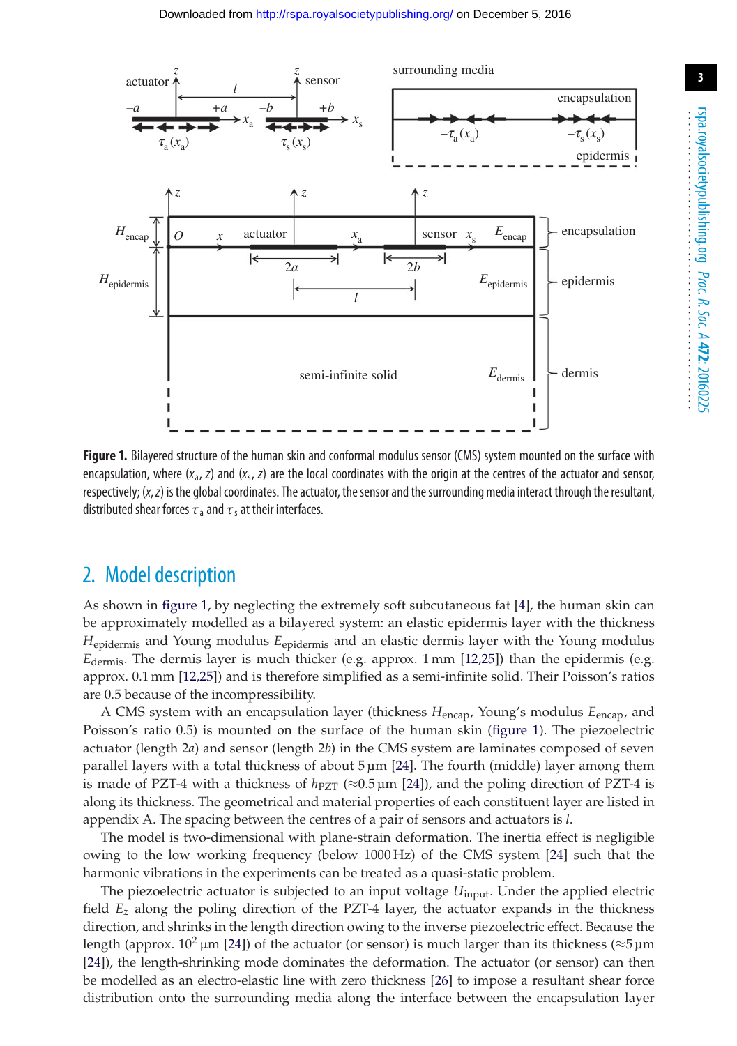**Figure 1.** Bilayered structure of the human skin and conformal modulus sensor (CMS) system mounted on the surface with encapsulation, where $(x_a, z)$ and $(x_s, z)$ are the local coordinates with the origin at the centres of the actuator and sensor, respectively; $(x, z)$ is the global coordinates. The actuator, the sensor and the surrounding media interact through the resultant, distributed shear forces $\tau_a$ and $\tau_s$ at their interfaces.

## 2. Model description

As shown in figure 1, by neglecting the extremely soft subcutaneous fat [4], the human skin can be approximately modelled as a bilayered system: an elastic epidermis layer with the thickness $H_{\text{epidermis}}$ and Young modulus $E_{\text{epidermis}}$ and an elastic dermis layer with the Young modulus $E_{\text{dermis}}$. The dermis layer is much thicker (e.g. approx. 1 mm [12,25]) than the epidermis (e.g. approx. 0.1 mm [12,25]) and is therefore simplified as a semi-infinite solid. Their Poisson's ratios are 0.5 because of the incompressibility.

A CMS system with an encapsulation layer (thickness $H_{\text{encap}}$, Young's modulus $E_{\text{encap}}$, and Poisson's ratio 0.5) is mounted on the surface of the human skin (figure 1). The piezoelectric actuator (length $2a$) and sensor (length $2b$) in the CMS system are laminates composed of seven parallel layers with a total thickness of about 5 µm [24]. The fourth (middle) layer among them is made of PZT-4 with a thickness of $h_{\text{PZT}}$ (≈0.5 µm [24]), and the poling direction of PZT-4 is along its thickness. The geometrical and material properties of each constituent layer are listed in appendix A. The spacing between the centres of a pair of sensors and actuators is $l$.

The model is two-dimensional with plane-strain deformation. The inertia effect is negligible owing to the low working frequency (below 1000 Hz) of the CMS system [24] such that the harmonic vibrations in the experiments can be treated as a quasi-static problem.

The piezoelectric actuator is subjected to an input voltage $U_{\text{input}}$. Under the applied electric field $E_z$ along the poling direction of the PZT-4 layer, the actuator expands in the thickness direction, and shrinks in the length direction owing to the inverse piezoelectric effect. Because the length (approx. $10^2$ µm [24]) of the actuator (or sensor) is much larger than its thickness (≈5 µm [24]), the length-shrinking mode dominates the deformation. The actuator (or sensor) can then be modelled as an electro-elastic line with zero thickness [26] to impose a resultant shear force distribution onto the surrounding media along the interface between the encapsulation layer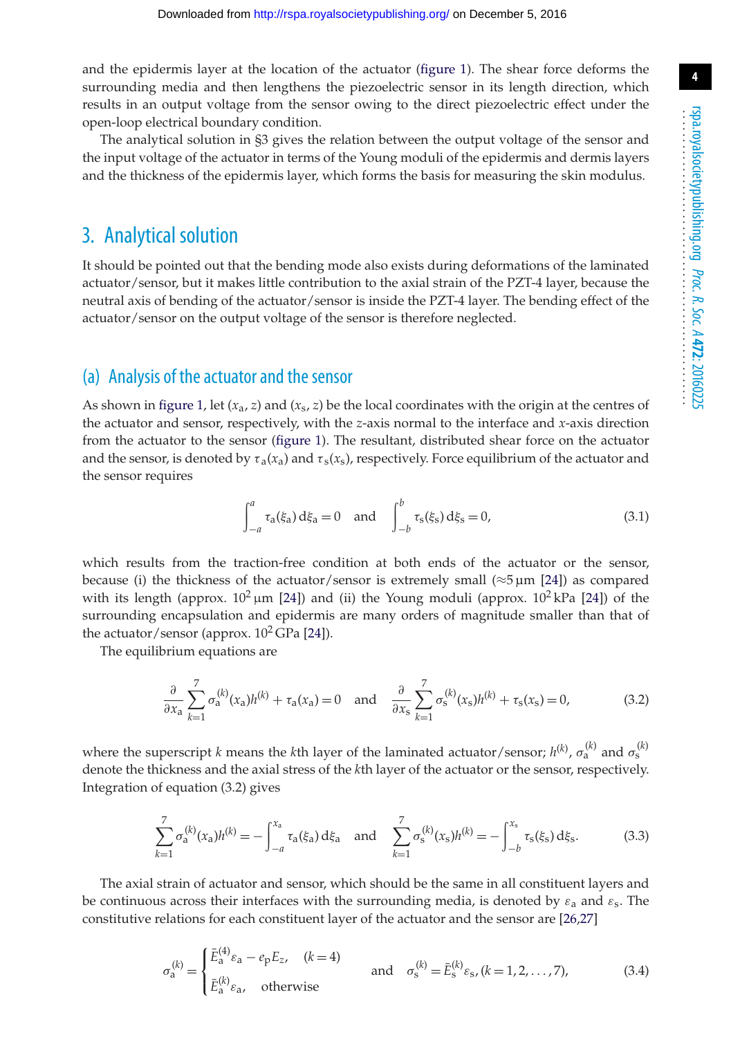and the epidermis layer at the location of the actuator (figure 1). The shear force deforms the surrounding media and then lengthens the piezoelectric sensor in its length direction, which results in an output voltage from the sensor owing to the direct piezoelectric effect under the open-loop electrical boundary condition.

The analytical solution in §3 gives the relation between the output voltage of the sensor and the input voltage of the actuator in terms of the Young moduli of the epidermis and dermis layers and the thickness of the epidermis layer, which forms the basis for measuring the skin modulus.

# 3. Analytical solution

It should be pointed out that the bending mode also exists during deformations of the laminated actuator/sensor, but it makes little contribution to the axial strain of the PZT-4 layer, because the neutral axis of bending of the actuator/sensor is inside the PZT-4 layer. The bending effect of the actuator/sensor on the output voltage of the sensor is therefore neglected.

## (a) Analysis of the actuator and the sensor

As shown in figure 1, let $(x_a, z)$ and $(x_s, z)$ be the local coordinates with the origin at the centres of the actuator and sensor, respectively, with the $z$-axis normal to the interface and $x$-axis direction from the actuator to the sensor (figure 1). The resultant, distributed shear force on the actuator and the sensor, is denoted by $\tau_a(x_a)$ and $\tau_s(x_s)$, respectively. Force equilibrium of the actuator and the sensor requires

$$\int_{-a}^{a} \tau_a(\xi_a)\,d\xi_a = 0 \quad \text{and} \quad \int_{-b}^{b} \tau_s(\xi_s)\,d\xi_s = 0, \tag{3.1}$$

which results from the traction-free condition at both ends of the actuator or the sensor, because (i) the thickness of the actuator/sensor is extremely small ($\approx 5\,\mu\text{m}$ [24]) as compared with its length (approx. $10^2\,\mu\text{m}$ [24]) and (ii) the Young moduli (approx. $10^2$ kPa [24]) of the surrounding encapsulation and epidermis are many orders of magnitude smaller than that of the actuator/sensor (approx. $10^2$ GPa [24]).

The equilibrium equations are

$$\frac{\partial}{\partial x_a}\sum_{k=1}^{7}\sigma_a^{(k)}(x_a)h^{(k)} + \tau_a(x_a) = 0 \quad \text{and} \quad \frac{\partial}{\partial x_s}\sum_{k=1}^{7}\sigma_s^{(k)}(x_s)h^{(k)} + \tau_s(x_s) = 0, \tag{3.2}$$

where the superscript $k$ means the $k$th layer of the laminated actuator/sensor; $h^{(k)}$, $\sigma_a^{(k)}$ and $\sigma_s^{(k)}$ denote the thickness and the axial stress of the $k$th layer of the actuator or the sensor, respectively. Integration of equation (3.2) gives

$$\sum_{k=1}^{7}\sigma_a^{(k)}(x_a)h^{(k)} = -\int_{-a}^{x_a}\tau_a(\xi_a)\,d\xi_a \quad \text{and} \quad \sum_{k=1}^{7}\sigma_s^{(k)}(x_s)h^{(k)} = -\int_{-b}^{x_s}\tau_s(\xi_s)\,d\xi_s. \tag{3.3}$$

The axial strain of actuator and sensor, which should be the same in all constituent layers and be continuous across their interfaces with the surrounding media, is denoted by $\varepsilon_a$ and $\varepsilon_s$. The constitutive relations for each constituent layer of the actuator and the sensor are [26,27]

$$\sigma_a^{(k)} = \begin{cases} \bar{E}_a^{(4)}\varepsilon_a - e_p E_z, & (k=4) \\ \bar{E}_a^{(k)}\varepsilon_a, & \text{otherwise} \end{cases} \quad \text{and} \quad \sigma_s^{(k)} = \bar{E}_s^{(k)}\varepsilon_s, (k = 1, 2, \ldots, 7), \tag{3.4}$$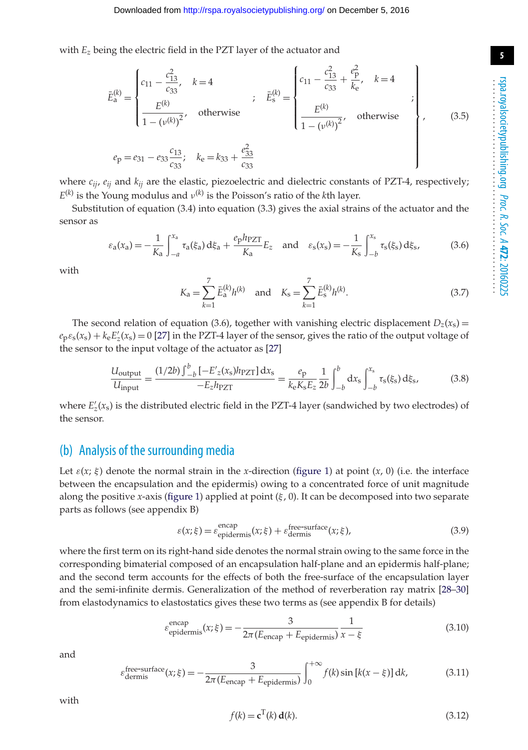with $E_z$ being the electric field in the PZT layer of the actuator and

$$
\left.
\bar{E}_{\mathrm{a}}^{(k)} = \begin{cases} c_{11} - \dfrac{c_{13}^2}{c_{33}}, & k = 4 \\[2ex] \dfrac{E^{(k)}}{1-(\nu^{(k)})^2}, & \text{otherwise} \end{cases} \quad ; \quad
\bar{E}_{\mathrm{s}}^{(k)} = \begin{cases} c_{11} - \dfrac{c_{13}^2}{c_{33}} + \dfrac{e_{\mathrm{p}}^2}{k_{\mathrm{e}}}, & k = 4 \\[2ex] \dfrac{E^{(k)}}{1-(\nu^{(k)})^2}, & \text{otherwise} \end{cases} \quad ; \\[2ex]
e_{\mathrm{p}} = e_{31} - e_{33}\frac{c_{13}}{c_{33}}; \quad k_{\mathrm{e}} = k_{33} + \frac{e_{33}^2}{c_{33}}
\right\}, \tag{3.5}
$$

where $c_{ij}$, $e_{ij}$ and $k_{ij}$ are the elastic, piezoelectric and dielectric constants of PZT-4, respectively; $E^{(k)}$ is the Young modulus and $\nu^{(k)}$ is the Poisson's ratio of the $k$th layer.

Substitution of equation (3.4) into equation (3.3) gives the axial strains of the actuator and the sensor as

$$
\varepsilon_{\mathrm{a}}(x_{\mathrm{a}}) = -\frac{1}{K_{\mathrm{a}}}\int_{-a}^{x_{\mathrm{a}}} \tau_{\mathrm{a}}(\xi_{\mathrm{a}})\,\mathrm{d}\xi_{\mathrm{a}} + \frac{e_{\mathrm{p}} h_{\mathrm{PZT}}}{K_{\mathrm{a}}} E_z \quad \text{and} \quad \varepsilon_{\mathrm{s}}(x_{\mathrm{s}}) = -\frac{1}{K_{\mathrm{s}}}\int_{-b}^{x_{\mathrm{s}}} \tau_{\mathrm{s}}(\xi_{\mathrm{s}})\,\mathrm{d}\xi_{\mathrm{s}}, \tag{3.6}
$$

with

$$
K_{\mathrm{a}} = \sum_{k=1}^{7} \bar{E}_{\mathrm{a}}^{(k)} h^{(k)} \quad \text{and} \quad K_{\mathrm{s}} = \sum_{k=1}^{7} \bar{E}_{\mathrm{s}}^{(k)} h^{(k)}. \tag{3.7}
$$

The second relation of equation (3.6), together with vanishing electric displacement $D_z(x_{\mathrm{s}}) = e_{\mathrm{p}}\varepsilon_{\mathrm{s}}(x_{\mathrm{s}}) + k_{\mathrm{e}} E'_z(x_{\mathrm{s}}) = 0$ [27] in the PZT-4 layer of the sensor, gives the ratio of the output voltage of the sensor to the input voltage of the actuator as [27]

$$
\frac{U_{\mathrm{output}}}{U_{\mathrm{input}}} = \frac{(1/2b)\int_{-b}^{b}[-E'_z(x_{\mathrm{s}})h_{\mathrm{PZT}}]\,\mathrm{d}x_{\mathrm{s}}}{-E_z h_{\mathrm{PZT}}} = \frac{e_{\mathrm{p}}}{k_{\mathrm{e}} K_{\mathrm{s}} E_z}\frac{1}{2b}\int_{-b}^{b}\mathrm{d}x_{\mathrm{s}}\int_{-b}^{x_{\mathrm{s}}} \tau_{\mathrm{s}}(\xi_{\mathrm{s}})\,\mathrm{d}\xi_{\mathrm{s}}, \tag{3.8}
$$

where $E'_z(x_{\mathrm{s}})$ is the distributed electric field in the PZT-4 layer (sandwiched by two electrodes) of the sensor.

## (b) Analysis of the surrounding media

Let $\varepsilon(x;\xi)$ denote the normal strain in the $x$-direction (figure 1) at point $(x, 0)$ (i.e. the interface between the encapsulation and the epidermis) owing to a concentrated force of unit magnitude along the positive $x$-axis (figure 1) applied at point $(\xi, 0)$. It can be decomposed into two separate parts as follows (see appendix B)

$$
\varepsilon(x;\xi) = \varepsilon_{\mathrm{epidermis}}^{\mathrm{encap}}(x;\xi) + \varepsilon_{\mathrm{dermis}}^{\mathrm{free\text{-}surface}}(x;\xi), \tag{3.9}
$$

where the first term on its right-hand side denotes the normal strain owing to the same force in the corresponding bimaterial composed of an encapsulation half-plane and an epidermis half-plane; and the second term accounts for the effects of both the free-surface of the encapsulation layer and the semi-infinite dermis. Generalization of the method of reverberation ray matrix [28–30] from elastodynamics to elastostatics gives these two terms as (see appendix B for details)

$$
\varepsilon_{\mathrm{epidermis}}^{\mathrm{encap}}(x;\xi) = -\frac{3}{2\pi(E_{\mathrm{encap}} + E_{\mathrm{epidermis}})}\frac{1}{x-\xi} \tag{3.10}
$$

and

$$
\varepsilon_{\mathrm{dermis}}^{\mathrm{free\text{-}surface}}(x;\xi) = -\frac{3}{2\pi(E_{\mathrm{encap}} + E_{\mathrm{epidermis}})}\int_{0}^{+\infty} f(k)\sin[k(x-\xi)]\,\mathrm{d}k, \tag{3.11}
$$

with

$$
f(k) = \mathbf{c}^{\mathrm{T}}(k)\,\mathbf{d}(k). \tag{3.12}
$$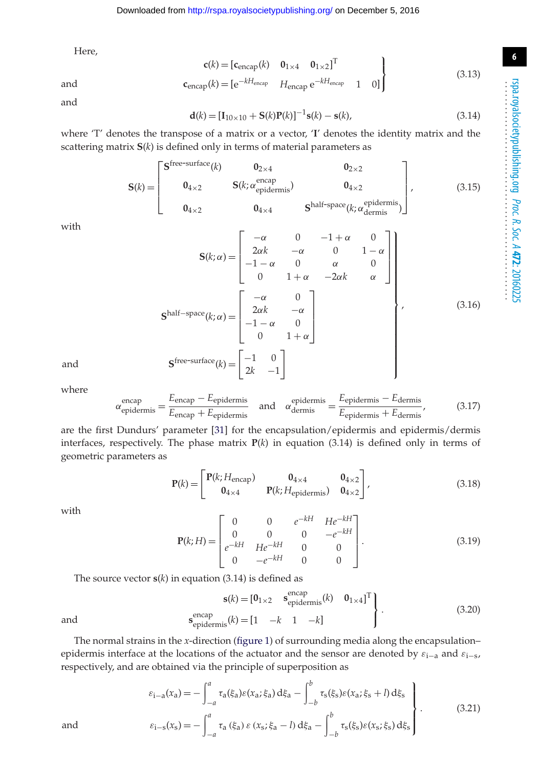Here,

$$\left.\begin{aligned} \mathbf{c}(k) &= [\mathbf{c}_{\text{encap}}(k) \quad \mathbf{0}_{1\times 4} \quad \mathbf{0}_{1\times 2}]^{\mathrm{T}} \\ \text{and} \qquad \mathbf{c}_{\text{encap}}(k) &= [\mathrm{e}^{-kH_{\text{encap}}} \quad H_{\text{encap}}\,\mathrm{e}^{-kH_{\text{encap}}} \quad 1 \quad 0] \end{aligned}\right\} \tag{3.13}$$

and

$$\mathbf{d}(k) = [\mathbf{I}_{10\times 10} + \mathbf{S}(k)\mathbf{P}(k)]^{-1}\mathbf{s}(k) - \mathbf{s}(k), \tag{3.14}$$

where 'T' denotes the transpose of a matrix or a vector, '$\mathbf{I}$' denotes the identity matrix and the scattering matrix $\mathbf{S}(k)$ is defined only in terms of material parameters as

$$\mathbf{S}(k) = \begin{bmatrix} \mathbf{S}^{\text{free-surface}}(k) & \mathbf{0}_{2\times 4} & \mathbf{0}_{2\times 2} \\ \mathbf{0}_{4\times 2} & \mathbf{S}(k;\alpha^{\text{encap}}_{\text{epidermis}}) & \mathbf{0}_{4\times 2} \\ \mathbf{0}_{4\times 2} & \mathbf{0}_{4\times 4} & \mathbf{S}^{\text{half-space}}(k;\alpha^{\text{epidermis}}_{\text{dermis}}) \end{bmatrix}, \tag{3.15}$$

with

$$\left.\begin{aligned} \mathbf{S}(k;\alpha) &= \begin{bmatrix} -\alpha & 0 & -1+\alpha & 0 \\ 2\alpha k & -\alpha & 0 & 1-\alpha \\ -1-\alpha & 0 & \alpha & 0 \\ 0 & 1+\alpha & -2\alpha k & \alpha \end{bmatrix} \\ \mathbf{S}^{\text{half-space}}(k;\alpha) &= \begin{bmatrix} -\alpha & 0 \\ 2\alpha k & -\alpha \\ -1-\alpha & 0 \\ 0 & 1+\alpha \end{bmatrix} \\ \text{and} \qquad \mathbf{S}^{\text{free-surface}}(k) &= \begin{bmatrix} -1 & 0 \\ 2k & -1 \end{bmatrix} \end{aligned}\right\}, \tag{3.16}$$

where

$$\alpha^{\text{encap}}_{\text{epidermis}} = \frac{E_{\text{encap}} - E_{\text{epidermis}}}{E_{\text{encap}} + E_{\text{epidermis}}} \quad \text{and} \quad \alpha^{\text{epidermis}}_{\text{dermis}} = \frac{E_{\text{epidermis}} - E_{\text{dermis}}}{E_{\text{epidermis}} + E_{\text{dermis}}}, \tag{3.17}$$

are the first Dundurs' parameter [31] for the encapsulation/epidermis and epidermis/dermis interfaces, respectively. The phase matrix $\mathbf{P}(k)$ in equation (3.14) is defined only in terms of geometric parameters as

$$\mathbf{P}(k) = \begin{bmatrix} \mathbf{P}(k;H_{\text{encap}}) & \mathbf{0}_{4\times 4} & \mathbf{0}_{4\times 2} \\ \mathbf{0}_{4\times 4} & \mathbf{P}(k;H_{\text{epidermis}}) & \mathbf{0}_{4\times 2} \end{bmatrix}, \tag{3.18}$$

with

$$\mathbf{P}(k;H) = \begin{bmatrix} 0 & 0 & e^{-kH} & He^{-kH} \\ 0 & 0 & 0 & -e^{-kH} \\ e^{-kH} & He^{-kH} & 0 & 0 \\ 0 & -e^{-kH} & 0 & 0 \end{bmatrix}. \tag{3.19}$$

The source vector $\mathbf{s}(k)$ in equation (3.14) is defined as

$$\left.\begin{aligned} \mathbf{s}(k) &= [\mathbf{0}_{1\times 2} \quad \mathbf{s}^{\text{encap}}_{\text{epidermis}}(k) \quad \mathbf{0}_{1\times 4}]^{\mathrm{T}} \\ \text{and} \qquad \mathbf{s}^{\text{encap}}_{\text{epidermis}}(k) &= [1 \quad -k \quad 1 \quad -k] \end{aligned}\right\}. \tag{3.20}$$

The normal strains in the $x$-direction (figure 1) of surrounding media along the encapsulation–epidermis interface at the locations of the actuator and the sensor are denoted by $\varepsilon_{\text{i-a}}$ and $\varepsilon_{\text{i-s}}$, respectively, and are obtained via the principle of superposition as

$$\left.\begin{aligned} \varepsilon_{\text{i-a}}(x_{\text{a}}) &= -\int_{-a}^{a} \tau_{\text{a}}(\xi_{\text{a}})\varepsilon(x_{\text{a}};\xi_{\text{a}})\,\mathrm{d}\xi_{\text{a}} - \int_{-b}^{b} \tau_{\text{s}}(\xi_{\text{s}})\varepsilon(x_{\text{a}};\xi_{\text{s}}+l)\,\mathrm{d}\xi_{\text{s}} \\ \text{and} \qquad \varepsilon_{\text{i-s}}(x_{\text{s}}) &= -\int_{-a}^{a} \tau_{\text{a}}(\xi_{\text{a}})\,\varepsilon\,(x_{\text{s}};\xi_{\text{a}}-l)\,\mathrm{d}\xi_{\text{a}} - \int_{-b}^{b} \tau_{\text{s}}(\xi_{\text{s}})\varepsilon(x_{\text{s}};\xi_{\text{s}})\,\mathrm{d}\xi_{\text{s}} \end{aligned}\right\}. \tag{3.21}$$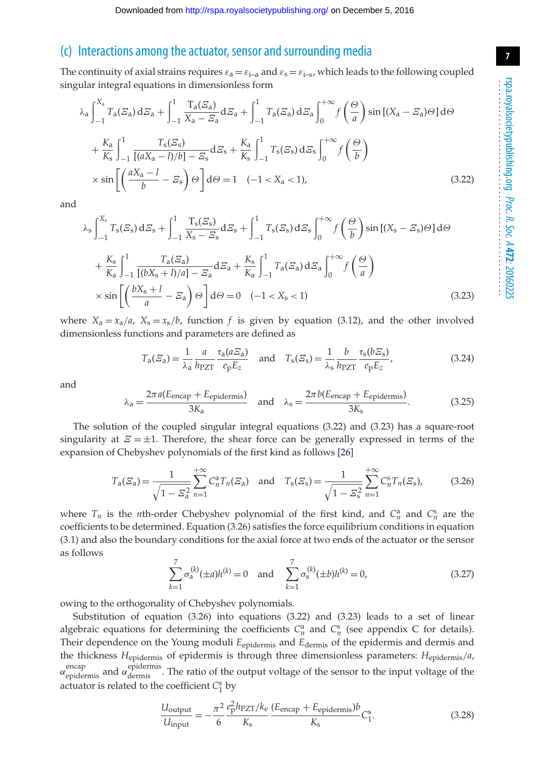## (c) Interactions among the actuator, sensor and surrounding media

The continuity of axial strains requires $\varepsilon_{\mathrm{a}} = \varepsilon_{\mathrm{i\text{-}a}}$ and $\varepsilon_{\mathrm{s}} = \varepsilon_{\mathrm{i\text{-}s}}$, which leads to the following coupled singular integral equations in dimensionless form

$$
\begin{aligned}
&\lambda_{\mathrm{a}} \int_{-1}^{X_{\mathrm{a}}} T_{\mathrm{a}}(\Xi_{\mathrm{a}})\,\mathrm{d}\Xi_{\mathrm{a}} + \int_{-1}^{1} \frac{T_{\mathrm{a}}(\Xi_{\mathrm{a}})}{X_{\mathrm{a}} - \Xi_{\mathrm{a}}}\,\mathrm{d}\Xi_{\mathrm{a}} + \int_{-1}^{1} T_{\mathrm{a}}(\Xi_{\mathrm{a}})\,\mathrm{d}\Xi_{\mathrm{a}} \int_{0}^{+\infty} f\left(\frac{\Theta}{a}\right) \sin\left[(X_{\mathrm{a}} - \Xi_{\mathrm{a}})\Theta\right]\mathrm{d}\Theta \\
&\quad + \frac{K_{\mathrm{a}}}{K_{\mathrm{s}}} \int_{-1}^{1} \frac{T_{\mathrm{s}}(\Xi_{\mathrm{s}})}{[(aX_{\mathrm{a}} - l)/b] - \Xi_{\mathrm{s}}}\,\mathrm{d}\Xi_{\mathrm{s}} + \frac{K_{\mathrm{a}}}{K_{\mathrm{s}}} \int_{-1}^{1} T_{\mathrm{s}}(\Xi_{\mathrm{s}})\,\mathrm{d}\Xi_{\mathrm{s}} \int_{0}^{+\infty} f\left(\frac{\Theta}{b}\right) \\
&\quad \times \sin\left[\left(\frac{aX_{\mathrm{a}} - l}{b} - \Xi_{\mathrm{s}}\right)\Theta\right]\mathrm{d}\Theta = 1 \quad (-1 < X_{\mathrm{a}} < 1),
\end{aligned}
\tag{3.22}
$$

and

$$
\begin{aligned}
&\lambda_{\mathrm{s}} \int_{-1}^{X_{\mathrm{s}}} T_{\mathrm{s}}(\Xi_{\mathrm{s}})\,\mathrm{d}\Xi_{\mathrm{s}} + \int_{-1}^{1} \frac{T_{\mathrm{s}}(\Xi_{\mathrm{s}})}{X_{\mathrm{s}} - \Xi_{\mathrm{s}}}\,\mathrm{d}\Xi_{\mathrm{s}} + \int_{-1}^{1} T_{\mathrm{s}}(\Xi_{\mathrm{s}})\,\mathrm{d}\Xi_{\mathrm{s}} \int_{0}^{+\infty} f\left(\frac{\Theta}{b}\right) \sin\left[(X_{\mathrm{s}} - \Xi_{\mathrm{s}})\Theta\right]\mathrm{d}\Theta \\
&\quad + \frac{K_{\mathrm{s}}}{K_{\mathrm{a}}} \int_{-1}^{1} \frac{T_{\mathrm{a}}(\Xi_{\mathrm{a}})}{[(bX_{\mathrm{s}} + l)/a] - \Xi_{\mathrm{a}}}\,\mathrm{d}\Xi_{\mathrm{a}} + \frac{K_{\mathrm{s}}}{K_{\mathrm{a}}} \int_{-1}^{1} T_{\mathrm{a}}(\Xi_{\mathrm{a}})\,\mathrm{d}\Xi_{\mathrm{a}} \int_{0}^{+\infty} f\left(\frac{\Theta}{a}\right) \\
&\quad \times \sin\left[\left(\frac{bX_{\mathrm{s}} + l}{a} - \Xi_{\mathrm{a}}\right)\Theta\right]\mathrm{d}\Theta = 0 \quad (-1 < X_{\mathrm{s}} < 1)
\end{aligned}
\tag{3.23}
$$

where $X_{\mathrm{a}} = x_{\mathrm{a}}/a$, $X_{\mathrm{s}} = x_{\mathrm{s}}/b$, function $f$ is given by equation (3.12), and the other involved dimensionless functions and parameters are defined as

$$
T_{\mathrm{a}}(\Xi_{\mathrm{a}}) = \frac{1}{\lambda_{\mathrm{a}}} \frac{a}{h_{\mathrm{PZT}}} \frac{\tau_{\mathrm{a}}(a\Xi_{\mathrm{a}})}{e_{\mathrm{p}} E_z} \quad \text{and} \quad T_{\mathrm{s}}(\Xi_{\mathrm{s}}) = \frac{1}{\lambda_{\mathrm{s}}} \frac{b}{h_{\mathrm{PZT}}} \frac{\tau_{\mathrm{s}}(b\Xi_{\mathrm{s}})}{e_{\mathrm{p}} E_z}, \tag{3.24}
$$

and

$$
\lambda_{\mathrm{a}} = \frac{2\pi a(E_{\mathrm{encap}} + E_{\mathrm{epidermis}})}{3K_{\mathrm{a}}} \quad \text{and} \quad \lambda_{\mathrm{s}} = \frac{2\pi b(E_{\mathrm{encap}} + E_{\mathrm{epidermis}})}{3K_{\mathrm{s}}}. \tag{3.25}
$$

The solution of the coupled singular integral equations (3.22) and (3.23) has a square-root singularity at $\Xi = \pm 1$. Therefore, the shear force can be generally expressed in terms of the expansion of Chebyshev polynomials of the first kind as follows [26]

$$
T_{\mathrm{a}}(\Xi_{\mathrm{a}}) = \frac{1}{\sqrt{1 - \Xi_{\mathrm{a}}^2}} \sum_{n=1}^{+\infty} C_n^{\mathrm{a}} T_n(\Xi_{\mathrm{a}}) \quad \text{and} \quad T_{\mathrm{s}}(\Xi_{\mathrm{s}}) = \frac{1}{\sqrt{1 - \Xi_{\mathrm{s}}^2}} \sum_{n=1}^{+\infty} C_n^{\mathrm{s}} T_n(\Xi_{\mathrm{s}}), \tag{3.26}
$$

where $T_n$ is the $n$th-order Chebyshev polynomial of the first kind, and $C_n^{\mathrm{a}}$ and $C_n^{\mathrm{s}}$ are the coefficients to be determined. Equation (3.26) satisfies the force equilibrium conditions in equation (3.1) and also the boundary conditions for the axial force at two ends of the actuator or the sensor as follows

$$
\sum_{k=1}^{7} \sigma_{\mathrm{a}}^{(k)}(\pm a) h^{(k)} = 0 \quad \text{and} \quad \sum_{k=1}^{7} \sigma_{\mathrm{s}}^{(k)}(\pm b) h^{(k)} = 0, \tag{3.27}
$$

owing to the orthogonality of Chebyshev polynomials.

Substitution of equation (3.26) into equations (3.22) and (3.23) leads to a set of linear algebraic equations for determining the coefficients $C_n^{\mathrm{a}}$ and $C_n^{\mathrm{s}}$ (see appendix C for details). Their dependence on the Young moduli $E_{\mathrm{epidermis}}$ and $E_{\mathrm{dermis}}$ of the epidermis and dermis and the thickness $H_{\mathrm{epidermis}}$ of epidermis is through three dimensionless parameters: $H_{\mathrm{epidermis}}/a$, $\alpha_{\mathrm{epidermis}}^{\mathrm{encap}}$ and $\alpha_{\mathrm{dermis}}^{\mathrm{epidermis}}$. The ratio of the output voltage of the sensor to the input voltage of the actuator is related to the coefficient $C_1^{\mathrm{s}}$ by

$$
\frac{U_{\mathrm{output}}}{U_{\mathrm{input}}} = -\frac{\pi^2}{6} \frac{e_{\mathrm{p}}^2 h_{\mathrm{PZT}}/k_{\mathrm{e}}}{K_{\mathrm{s}}} \frac{(E_{\mathrm{encap}} + E_{\mathrm{epidermis}})b}{K_{\mathrm{s}}} C_1^{\mathrm{s}}. \tag{3.28}
$$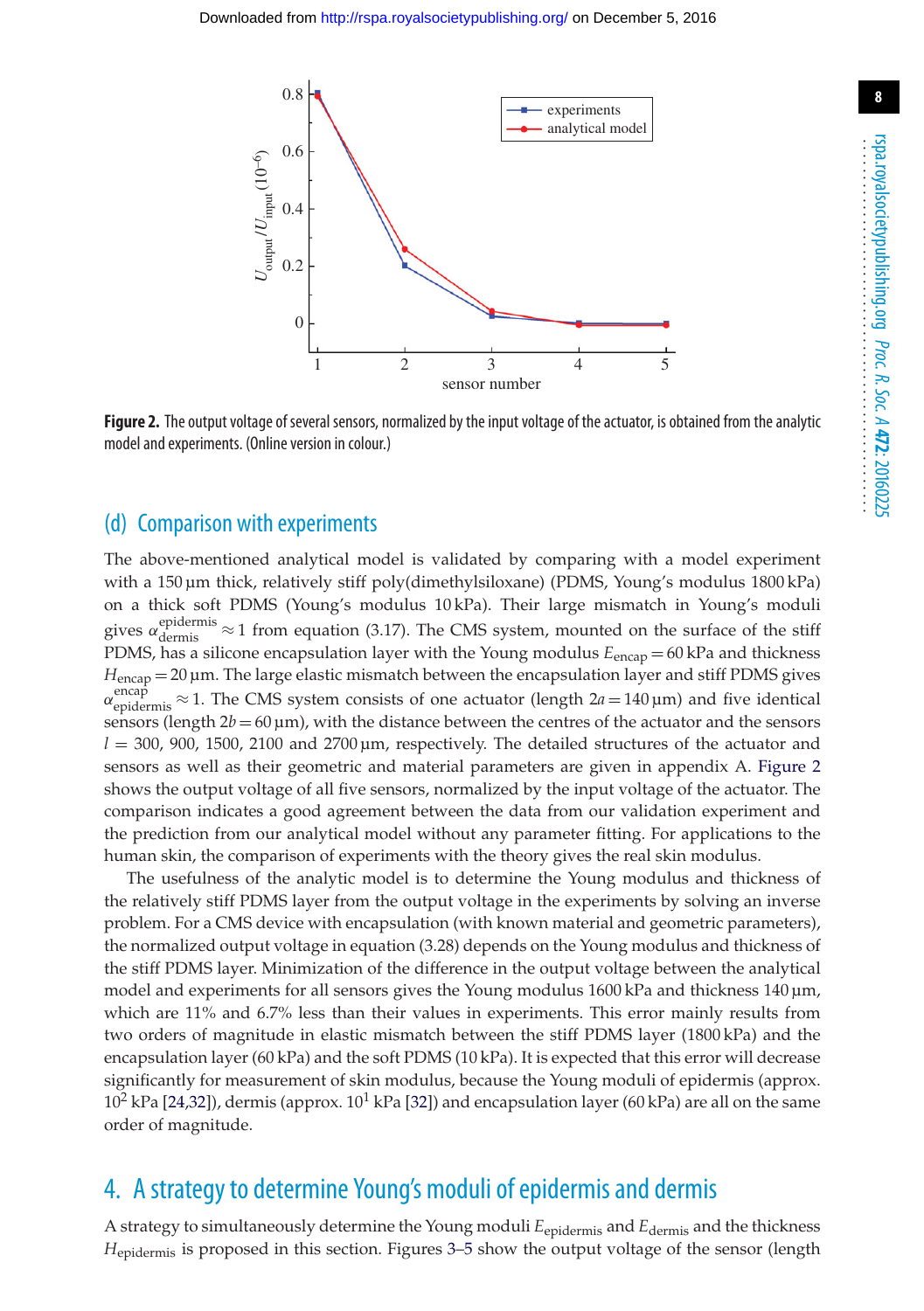**Figure 2.** The output voltage of several sensors, normalized by the input voltage of the actuator, is obtained from the analytic model and experiments. (Online version in colour.)

### (d) Comparison with experiments

The above-mentioned analytical model is validated by comparing with a model experiment with a 150 µm thick, relatively stiff poly(dimethylsiloxane) (PDMS, Young's modulus 1800 kPa) on a thick soft PDMS (Young's modulus 10 kPa). Their large mismatch in Young's moduli gives $\alpha_{\text{dermis}}^{\text{epidermis}} \approx 1$ from equation (3.17). The CMS system, mounted on the surface of the stiff PDMS, has a silicone encapsulation layer with the Young modulus $E_{\text{encap}} = 60$ kPa and thickness $H_{\text{encap}} = 20$ µm. The large elastic mismatch between the encapsulation layer and stiff PDMS gives $\alpha_{\text{epidermis}}^{\text{encap}} \approx 1$. The CMS system consists of one actuator (length $2a = 140$ µm) and five identical sensors (length $2b = 60$ µm), with the distance between the centres of the actuator and the sensors $l = 300$, 900, 1500, 2100 and 2700 µm, respectively. The detailed structures of the actuator and sensors as well as their geometric and material parameters are given in appendix A. Figure 2 shows the output voltage of all five sensors, normalized by the input voltage of the actuator. The comparison indicates a good agreement between the data from our validation experiment and the prediction from our analytical model without any parameter fitting. For applications to the human skin, the comparison of experiments with the theory gives the real skin modulus.

The usefulness of the analytic model is to determine the Young modulus and thickness of the relatively stiff PDMS layer from the output voltage in the experiments by solving an inverse problem. For a CMS device with encapsulation (with known material and geometric parameters), the normalized output voltage in equation (3.28) depends on the Young modulus and thickness of the stiff PDMS layer. Minimization of the difference in the output voltage between the analytical model and experiments for all sensors gives the Young modulus 1600 kPa and thickness 140 µm, which are 11% and 6.7% less than their values in experiments. This error mainly results from two orders of magnitude in elastic mismatch between the stiff PDMS layer (1800 kPa) and the encapsulation layer (60 kPa) and the soft PDMS (10 kPa). It is expected that this error will decrease significantly for measurement of skin modulus, because the Young moduli of epidermis (approx. $10^2$ kPa [24,32]), dermis (approx. $10^1$ kPa [32]) and encapsulation layer (60 kPa) are all on the same order of magnitude.

## 4. A strategy to determine Young's moduli of epidermis and dermis

A strategy to simultaneously determine the Young moduli $E_{\text{epidermis}}$ and $E_{\text{dermis}}$ and the thickness $H_{\text{epidermis}}$ is proposed in this section. Figures 3–5 show the output voltage of the sensor (length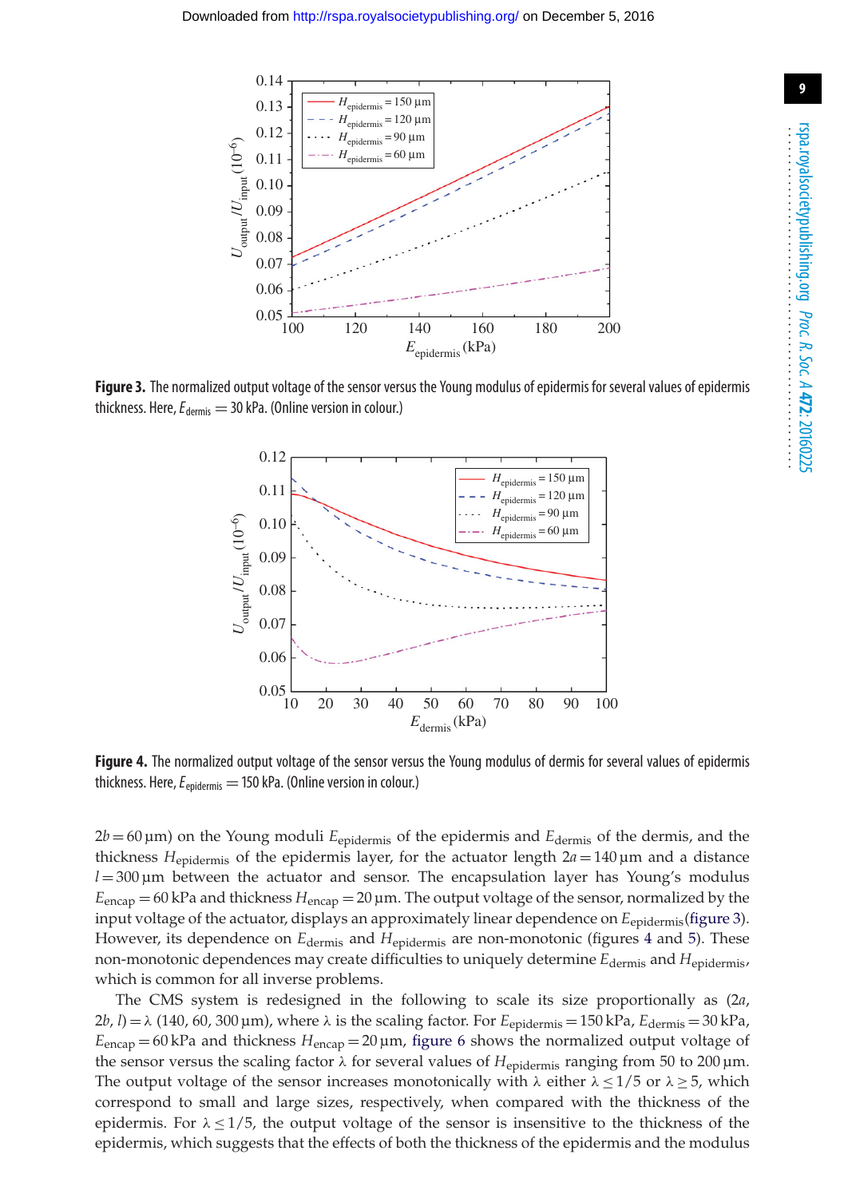**Figure 3.** The normalized output voltage of the sensor versus the Young modulus of epidermis for several values of epidermis thickness. Here, $E_{\text{dermis}} = 30$ kPa. (Online version in colour.)

**Figure 4.** The normalized output voltage of the sensor versus the Young modulus of dermis for several values of epidermis thickness. Here, $E_{\text{epidermis}} = 150$ kPa. (Online version in colour.)

$2b = 60\,\mu\text{m}$) on the Young moduli $E_{\text{epidermis}}$ of the epidermis and $E_{\text{dermis}}$ of the dermis, and the thickness $H_{\text{epidermis}}$ of the epidermis layer, for the actuator length $2a = 140\,\mu\text{m}$ and a distance $l = 300\,\mu\text{m}$ between the actuator and sensor. The encapsulation layer has Young's modulus $E_{\text{encap}} = 60$ kPa and thickness $H_{\text{encap}} = 20\,\mu\text{m}$. The output voltage of the sensor, normalized by the input voltage of the actuator, displays an approximately linear dependence on $E_{\text{epidermis}}$ (figure 3). However, its dependence on $E_{\text{dermis}}$ and $H_{\text{epidermis}}$ are non-monotonic (figures 4 and 5). These non-monotonic dependences may create difficulties to uniquely determine $E_{\text{dermis}}$ and $H_{\text{epidermis}}$, which is common for all inverse problems.

The CMS system is redesigned in the following to scale its size proportionally as $(2a, 2b, l) = \lambda\ (140, 60, 300\,\mu\text{m})$, where $\lambda$ is the scaling factor. For $E_{\text{epidermis}} = 150$ kPa, $E_{\text{dermis}} = 30$ kPa, $E_{\text{encap}} = 60$ kPa and thickness $H_{\text{encap}} = 20\,\mu\text{m}$, figure 6 shows the normalized output voltage of the sensor versus the scaling factor $\lambda$ for several values of $H_{\text{epidermis}}$ ranging from 50 to 200 µm. The output voltage of the sensor increases monotonically with $\lambda$ either $\lambda \leq 1/5$ or $\lambda \geq 5$, which correspond to small and large sizes, respectively, when compared with the thickness of the epidermis. For $\lambda \leq 1/5$, the output voltage of the sensor is insensitive to the thickness of the epidermis, which suggests that the effects of both the thickness of the epidermis and the modulus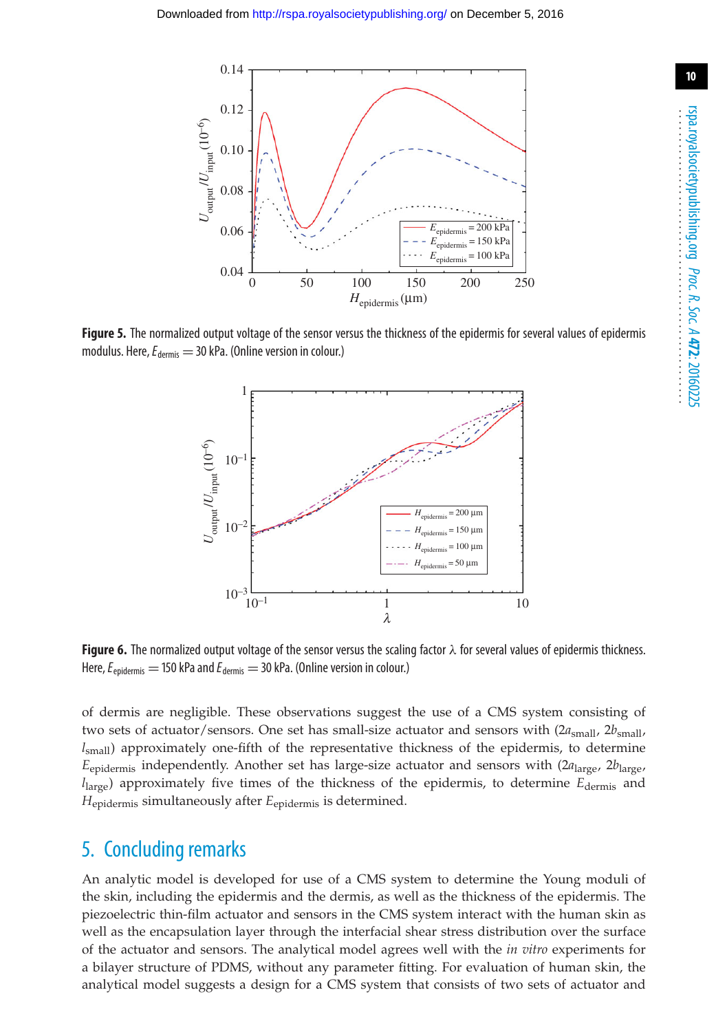**Figure 5.** The normalized output voltage of the sensor versus the thickness of the epidermis for several values of epidermis modulus. Here, $E_{\text{dermis}} = 30$ kPa. (Online version in colour.)

**Figure 6.** The normalized output voltage of the sensor versus the scaling factor $\lambda$ for several values of epidermis thickness. Here, $E_{\text{epidermis}} = 150$ kPa and $E_{\text{dermis}} = 30$ kPa. (Online version in colour.)

of dermis are negligible. These observations suggest the use of a CMS system consisting of two sets of actuator/sensors. One set has small-size actuator and sensors with ($2a_{\text{small}}$, $2b_{\text{small}}$, $l_{\text{small}}$) approximately one-fifth of the representative thickness of the epidermis, to determine $E_{\text{epidermis}}$ independently. Another set has large-size actuator and sensors with ($2a_{\text{large}}$, $2b_{\text{large}}$, $l_{\text{large}}$) approximately five times of the thickness of the epidermis, to determine $E_{\text{dermis}}$ and $H_{\text{epidermis}}$ simultaneously after $E_{\text{epidermis}}$ is determined.

## 5. Concluding remarks

An analytic model is developed for use of a CMS system to determine the Young moduli of the skin, including the epidermis and the dermis, as well as the thickness of the epidermis. The piezoelectric thin-film actuator and sensors in the CMS system interact with the human skin as well as the encapsulation layer through the interfacial shear stress distribution over the surface of the actuator and sensors. The analytical model agrees well with the *in vitro* experiments for a bilayer structure of PDMS, without any parameter fitting. For evaluation of human skin, the analytical model suggests a design for a CMS system that consists of two sets of actuator and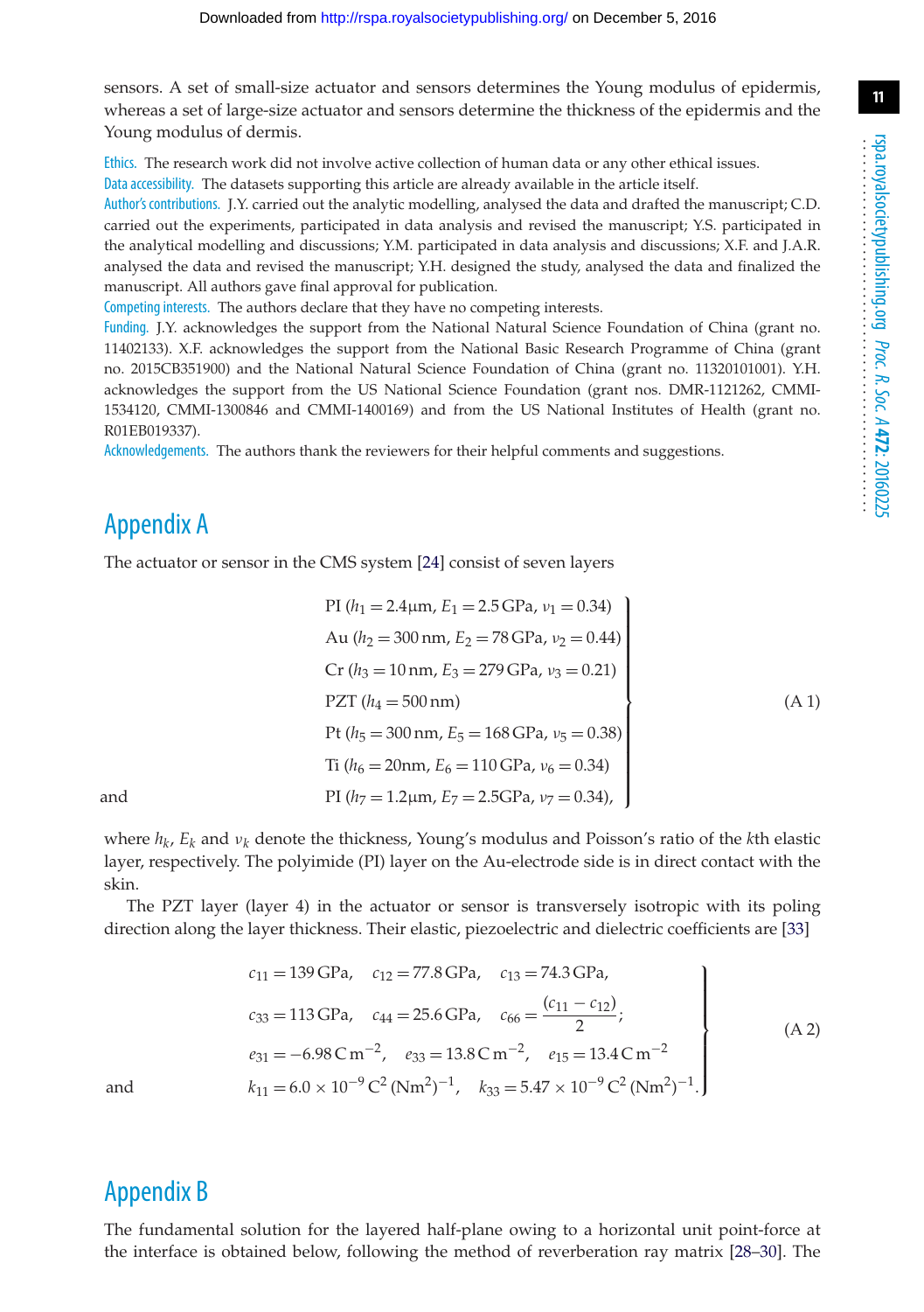sensors. A set of small-size actuator and sensors determines the Young modulus of epidermis, whereas a set of large-size actuator and sensors determine the thickness of the epidermis and the Young modulus of dermis.

Ethics. The research work did not involve active collection of human data or any other ethical issues.

Data accessibility. The datasets supporting this article are already available in the article itself.

Author's contributions. J.Y. carried out the analytic modelling, analysed the data and drafted the manuscript; C.D. carried out the experiments, participated in data analysis and revised the manuscript; Y.S. participated in the analytical modelling and discussions; Y.M. participated in data analysis and discussions; X.F. and J.A.R. analysed the data and revised the manuscript; Y.H. designed the study, analysed the data and finalized the manuscript. All authors gave final approval for publication.

Competing interests. The authors declare that they have no competing interests.

Funding. J.Y. acknowledges the support from the National Natural Science Foundation of China (grant no. 11402133). X.F. acknowledges the support from the National Basic Research Programme of China (grant no. 2015CB351900) and the National Natural Science Foundation of China (grant no. 11320101001). Y.H. acknowledges the support from the US National Science Foundation (grant nos. DMR-1121262, CMMI-1534120, CMMI-1300846 and CMMI-1400169) and from the US National Institutes of Health (grant no. R01EB019337).

Acknowledgements. The authors thank the reviewers for their helpful comments and suggestions.

# Appendix A

The actuator or sensor in the CMS system [24] consist of seven layers

$$
\left.\begin{aligned}
&\text{PI } (h_1 = 2.4\,\mu\text{m},\ E_1 = 2.5\,\text{GPa},\ \nu_1 = 0.34)\\
&\text{Au } (h_2 = 300\,\text{nm},\ E_2 = 78\,\text{GPa},\ \nu_2 = 0.44)\\
&\text{Cr } (h_3 = 10\,\text{nm},\ E_3 = 279\,\text{GPa},\ \nu_3 = 0.21)\\
&\text{PZT } (h_4 = 500\,\text{nm})\\
&\text{Pt } (h_5 = 300\,\text{nm},\ E_5 = 168\,\text{GPa},\ \nu_5 = 0.38)\\
&\text{Ti } (h_6 = 20\text{nm},\ E_6 = 110\,\text{GPa},\ \nu_6 = 0.34)\\
\text{and}\quad &\text{PI } (h_7 = 1.2\,\mu\text{m},\ E_7 = 2.5\text{GPa},\ \nu_7 = 0.34),
\end{aligned}\right\} \tag{A 1}
$$

where $h_k$, $E_k$ and $\nu_k$ denote the thickness, Young's modulus and Poisson's ratio of the $k$th elastic layer, respectively. The polyimide (PI) layer on the Au-electrode side is in direct contact with the skin.

The PZT layer (layer 4) in the actuator or sensor is transversely isotropic with its poling direction along the layer thickness. Their elastic, piezoelectric and dielectric coefficients are [33]

$$
\left.\begin{aligned}
&c_{11} = 139\,\text{GPa},\quad c_{12} = 77.8\,\text{GPa},\quad c_{13} = 74.3\,\text{GPa},\\
&c_{33} = 113\,\text{GPa},\quad c_{44} = 25.6\,\text{GPa},\quad c_{66} = \frac{(c_{11} - c_{12})}{2};\\
&e_{31} = -6.98\,\text{C}\,\text{m}^{-2},\quad e_{33} = 13.8\,\text{C}\,\text{m}^{-2},\quad e_{15} = 13.4\,\text{C}\,\text{m}^{-2}\\
\text{and}\quad &k_{11} = 6.0 \times 10^{-9}\,\text{C}^2\,(\text{Nm}^2)^{-1},\quad k_{33} = 5.47 \times 10^{-9}\,\text{C}^2\,(\text{Nm}^2)^{-1}.
\end{aligned}\right\} \tag{A 2}
$$

# Appendix B

The fundamental solution for the layered half-plane owing to a horizontal unit point-force at the interface is obtained below, following the method of reverberation ray matrix [28–30]. The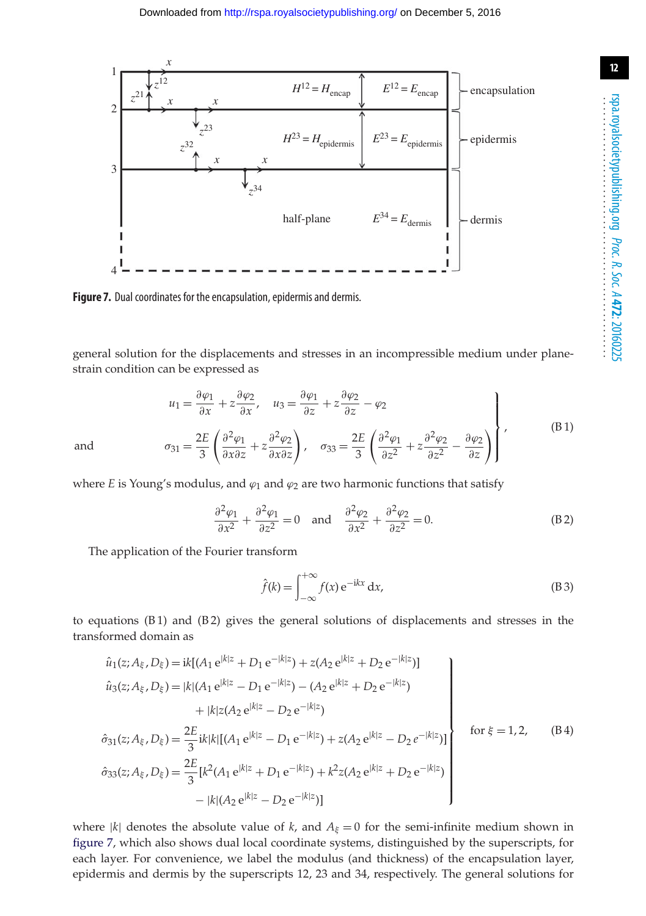**Figure 7.** Dual coordinates for the encapsulation, epidermis and dermis.

general solution for the displacements and stresses in an incompressible medium under plane-strain condition can be expressed as

$$\left.\begin{aligned}
u_1 &= \frac{\partial \varphi_1}{\partial x} + z\frac{\partial \varphi_2}{\partial x}, \quad u_3 = \frac{\partial \varphi_1}{\partial z} + z\frac{\partial \varphi_2}{\partial z} - \varphi_2 \\
\text{and} \quad \sigma_{31} &= \frac{2E}{3}\left(\frac{\partial^2 \varphi_1}{\partial x \partial z} + z\frac{\partial^2 \varphi_2}{\partial x \partial z}\right), \quad \sigma_{33} = \frac{2E}{3}\left(\frac{\partial^2 \varphi_1}{\partial z^2} + z\frac{\partial^2 \varphi_2}{\partial z^2} - \frac{\partial \varphi_2}{\partial z}\right)
\end{aligned}\right\}, \tag{B 1}$$

where $E$ is Young's modulus, and $\varphi_1$ and $\varphi_2$ are two harmonic functions that satisfy

$$\frac{\partial^2 \varphi_1}{\partial x^2} + \frac{\partial^2 \varphi_1}{\partial z^2} = 0 \quad \text{and} \quad \frac{\partial^2 \varphi_2}{\partial x^2} + \frac{\partial^2 \varphi_2}{\partial z^2} = 0. \tag{B 2}$$

The application of the Fourier transform

$$\hat{f}(k) = \int_{-\infty}^{+\infty} f(x)\,\mathrm{e}^{-\mathrm{i}kx}\,\mathrm{d}x, \tag{B 3}$$

to equations (B 1) and (B 2) gives the general solutions of displacements and stresses in the transformed domain as

$$\left.\begin{aligned}
\hat{u}_1(z; A_\xi, D_\xi) &= \mathrm{i}k[(A_1\,\mathrm{e}^{|k|z} + D_1\,\mathrm{e}^{-|k|z}) + z(A_2\,\mathrm{e}^{|k|z} + D_2\,\mathrm{e}^{-|k|z})] \\
\hat{u}_3(z; A_\xi, D_\xi) &= |k|(A_1\,\mathrm{e}^{|k|z} - D_1\,\mathrm{e}^{-|k|z}) - (A_2\,\mathrm{e}^{|k|z} + D_2\,\mathrm{e}^{-|k|z}) \\
&\quad + |k|z(A_2\,\mathrm{e}^{|k|z} - D_2\,\mathrm{e}^{-|k|z}) \\
\hat{\sigma}_{31}(z; A_\xi, D_\xi) &= \frac{2E}{3}\mathrm{i}k|k|[(A_1\,\mathrm{e}^{|k|z} - D_1\,\mathrm{e}^{-|k|z}) + z(A_2\,\mathrm{e}^{|k|z} - D_2\,e^{-|k|z})] \\
\hat{\sigma}_{33}(z; A_\xi, D_\xi) &= \frac{2E}{3}[k^2(A_1\,\mathrm{e}^{|k|z} + D_1\,\mathrm{e}^{-|k|z}) + k^2 z(A_2\,\mathrm{e}^{|k|z} + D_2\,\mathrm{e}^{-|k|z}) \\
&\quad - |k|(A_2\,\mathrm{e}^{|k|z} - D_2\,\mathrm{e}^{-|k|z})]
\end{aligned}\right\} \quad \text{for } \xi = 1, 2, \tag{B 4}$$

where $|k|$ denotes the absolute value of $k$, and $A_\xi = 0$ for the semi-infinite medium shown in figure 7, which also shows dual local coordinate systems, distinguished by the superscripts, for each layer. For convenience, we label the modulus (and thickness) of the encapsulation layer, epidermis and dermis by the superscripts 12, 23 and 34, respectively. The general solutions for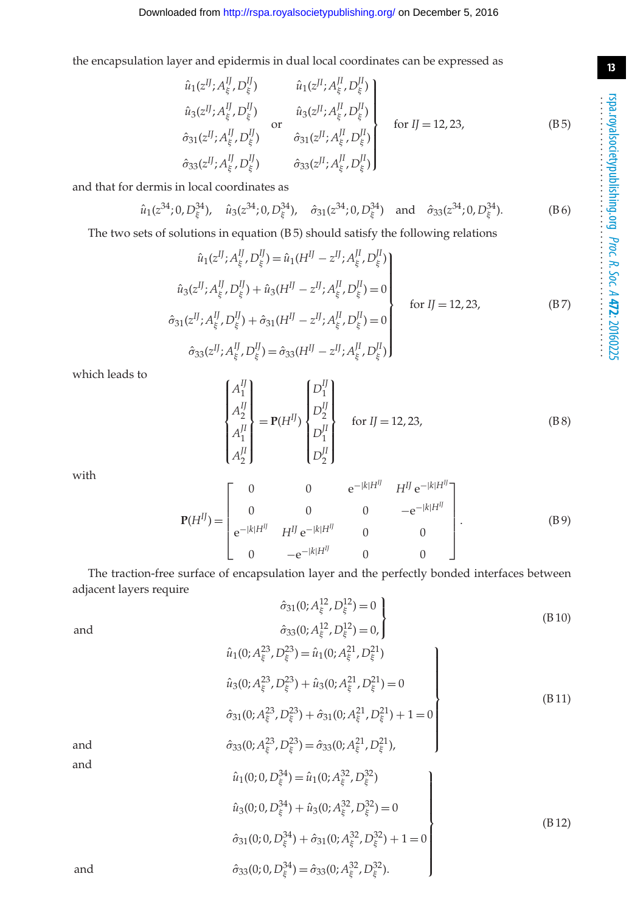the encapsulation layer and epidermis in dual local coordinates can be expressed as

$$\left.\begin{array}{lll}\hat{u}_1(z^{IJ};A_\xi^{IJ},D_\xi^{IJ}) & & \hat{u}_1(z^{JI};A_\xi^{JI},D_\xi^{JI})\\ \hat{u}_3(z^{IJ};A_\xi^{IJ},D_\xi^{IJ}) & \text{or} & \hat{u}_3(z^{JI};A_\xi^{JI},D_\xi^{JI})\\ \hat{\sigma}_{31}(z^{IJ};A_\xi^{IJ},D_\xi^{IJ}) & & \hat{\sigma}_{31}(z^{JI};A_\xi^{JI},D_\xi^{JI})\\ \hat{\sigma}_{33}(z^{IJ};A_\xi^{IJ},D_\xi^{IJ}) & & \hat{\sigma}_{33}(z^{JI};A_\xi^{JI},D_\xi^{JI})\end{array}\right\}\quad \text{for } IJ=12,23, \tag{B 5}$$

and that for dermis in local coordinates as

$$\hat{u}_1(z^{34};0,D_\xi^{34}),\quad \hat{u}_3(z^{34};0,D_\xi^{34}),\quad \hat{\sigma}_{31}(z^{34};0,D_\xi^{34})\quad\text{and}\quad \hat{\sigma}_{33}(z^{34};0,D_\xi^{34}). \tag{B 6}$$

The two sets of solutions in equation (B 5) should satisfy the following relations

$$\left.\begin{array}{r}\hat{u}_1(z^{IJ};A_\xi^{IJ},D_\xi^{IJ})=\hat{u}_1(H^{IJ}-z^{IJ};A_\xi^{JI},D_\xi^{JI})\\ \hat{u}_3(z^{IJ};A_\xi^{IJ},D_\xi^{IJ})+\hat{u}_3(H^{IJ}-z^{IJ};A_\xi^{JI},D_\xi^{JI})=0\\ \hat{\sigma}_{31}(z^{IJ};A_\xi^{IJ},D_\xi^{IJ})+\hat{\sigma}_{31}(H^{IJ}-z^{IJ};A_\xi^{JI},D_\xi^{JI})=0\\ \hat{\sigma}_{33}(z^{IJ};A_\xi^{IJ},D_\xi^{IJ})=\hat{\sigma}_{33}(H^{IJ}-z^{IJ};A_\xi^{JI},D_\xi^{JI})\end{array}\right\}\quad\text{for } IJ=12,23, \tag{B 7}$$

which leads to

$$\begin{Bmatrix}A_1^{IJ}\\A_2^{IJ}\\A_1^{JI}\\A_2^{JI}\end{Bmatrix}=\mathbf{P}(H^{IJ})\begin{Bmatrix}D_1^{IJ}\\D_2^{IJ}\\D_1^{JI}\\D_2^{JI}\end{Bmatrix}\quad\text{for } IJ=12,23, \tag{B 8}$$

with

$$\mathbf{P}(H^{IJ})=\begin{bmatrix}0 & 0 & \mathrm{e}^{-|k|H^{IJ}} & H^{IJ}\,\mathrm{e}^{-|k|H^{IJ}}\\ 0 & 0 & 0 & -\mathrm{e}^{-|k|H^{IJ}}\\ \mathrm{e}^{-|k|H^{IJ}} & H^{IJ}\,\mathrm{e}^{-|k|H^{IJ}} & 0 & 0\\ 0 & -\mathrm{e}^{-|k|H^{IJ}} & 0 & 0\end{bmatrix}. \tag{B 9}$$

The traction-free surface of encapsulation layer and the perfectly bonded interfaces between adjacent layers require

$$\left.\begin{array}{r}\hat{\sigma}_{31}(0;A_\xi^{12},D_\xi^{12})=0\\ \text{and}\qquad \hat{\sigma}_{33}(0;A_\xi^{12},D_\xi^{12})=0,\end{array}\right\} \tag{B 10}$$

$$\left.\begin{array}{r}\hat{u}_1(0;A_\xi^{23},D_\xi^{23})=\hat{u}_1(0;A_\xi^{21},D_\xi^{21})\\ \hat{u}_3(0;A_\xi^{23},D_\xi^{23})+\hat{u}_3(0;A_\xi^{21},D_\xi^{21})=0\\ \hat{\sigma}_{31}(0;A_\xi^{23},D_\xi^{23})+\hat{\sigma}_{31}(0;A_\xi^{21},D_\xi^{21})+1=0\\ \text{and}\qquad \hat{\sigma}_{33}(0;A_\xi^{23},D_\xi^{23})=\hat{\sigma}_{33}(0;A_\xi^{21},D_\xi^{21}),\end{array}\right\} \tag{B 11}$$

and

$$\left.\begin{array}{r}\hat{u}_1(0;0,D_\xi^{34})=\hat{u}_1(0;A_\xi^{32},D_\xi^{32})\\ \hat{u}_3(0;0,D_\xi^{34})+\hat{u}_3(0;A_\xi^{32},D_\xi^{32})=0\\ \hat{\sigma}_{31}(0;0,D_\xi^{34})+\hat{\sigma}_{31}(0;A_\xi^{32},D_\xi^{32})+1=0\\ \text{and}\qquad \hat{\sigma}_{33}(0;0,D_\xi^{34})=\hat{\sigma}_{33}(0;A_\xi^{32},D_\xi^{32}).\end{array}\right\} \tag{B 12}$$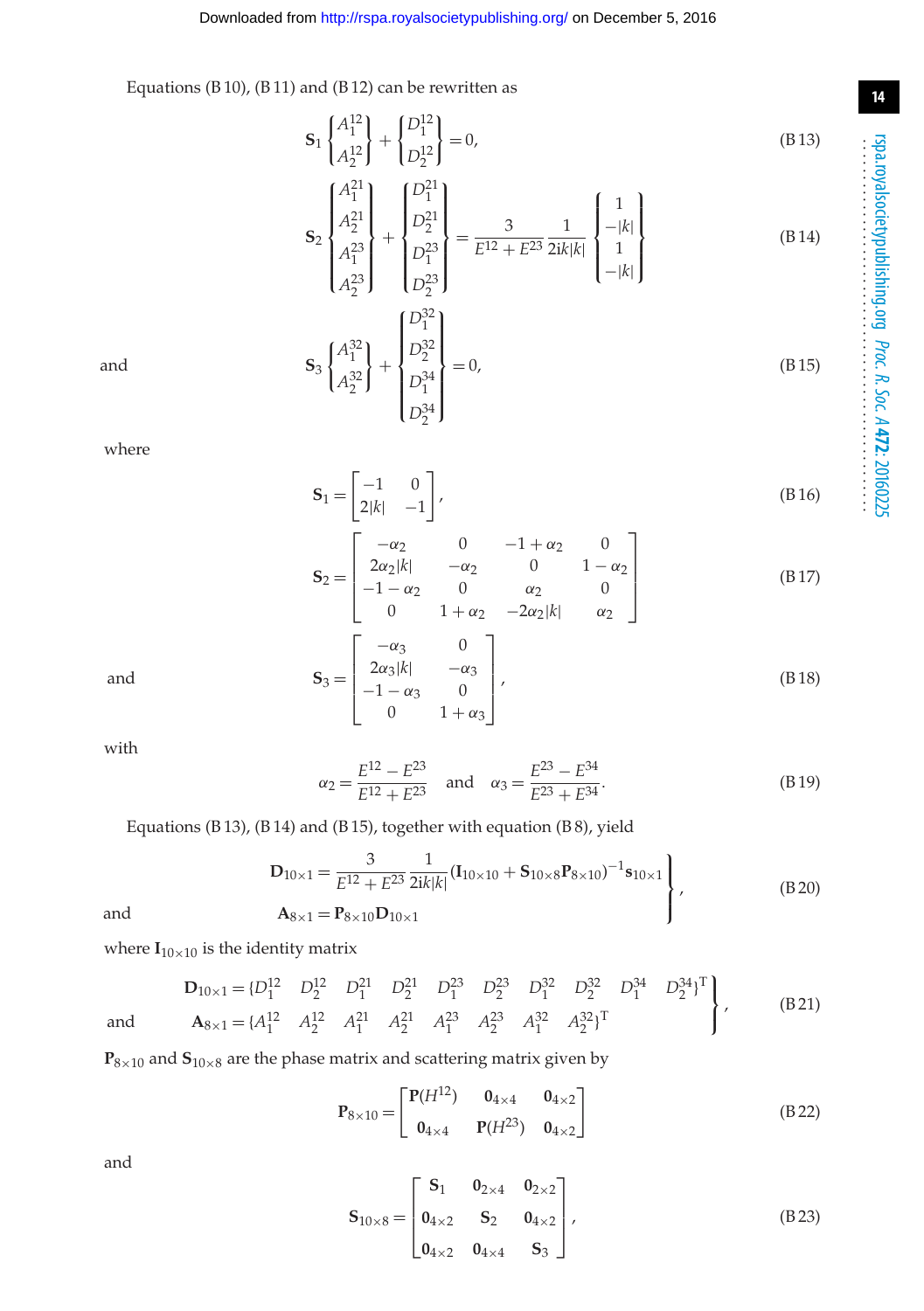Equations (B 10), (B 11) and (B 12) can be rewritten as

$$\mathbf{S}_1 \begin{Bmatrix} A_1^{12} \\ A_2^{12} \end{Bmatrix} + \begin{Bmatrix} D_1^{12} \\ D_2^{12} \end{Bmatrix} = 0, \tag{B 13}$$

$$\mathbf{S}_2 \begin{Bmatrix} A_1^{21} \\ A_2^{21} \\ A_1^{23} \\ A_2^{23} \end{Bmatrix} + \begin{Bmatrix} D_1^{21} \\ D_2^{21} \\ D_1^{23} \\ D_2^{23} \end{Bmatrix} = \frac{3}{E^{12}+E^{23}} \frac{1}{2\mathrm{i}k|k|} \begin{Bmatrix} 1 \\ -|k| \\ 1 \\ -|k| \end{Bmatrix} \tag{B 14}$$

and

$$\mathbf{S}_3 \begin{Bmatrix} A_1^{32} \\ A_2^{32} \end{Bmatrix} + \begin{Bmatrix} D_1^{32} \\ D_2^{32} \\ D_1^{34} \\ D_2^{34} \end{Bmatrix} = 0, \tag{B 15}$$

where

$$\mathbf{S}_1 = \begin{bmatrix} -1 & 0 \\ 2|k| & -1 \end{bmatrix}, \tag{B 16}$$

$$\mathbf{S}_2 = \begin{bmatrix} -\alpha_2 & 0 & -1+\alpha_2 & 0 \\ 2\alpha_2|k| & -\alpha_2 & 0 & 1-\alpha_2 \\ -1-\alpha_2 & 0 & \alpha_2 & 0 \\ 0 & 1+\alpha_2 & -2\alpha_2|k| & \alpha_2 \end{bmatrix} \tag{B 17}$$

and

$$\mathbf{S}_3 = \begin{bmatrix} -\alpha_3 & 0 \\ 2\alpha_3|k| & -\alpha_3 \\ -1-\alpha_3 & 0 \\ 0 & 1+\alpha_3 \end{bmatrix}, \tag{B 18}$$

with

$$\alpha_2 = \frac{E^{12}-E^{23}}{E^{12}+E^{23}} \quad \text{and} \quad \alpha_3 = \frac{E^{23}-E^{34}}{E^{23}+E^{34}}. \tag{B 19}$$

Equations (B 13), (B 14) and (B 15), together with equation (B 8), yield

$$\left.\begin{aligned} \mathbf{D}_{10\times 1} &= \frac{3}{E^{12}+E^{23}} \frac{1}{2\mathrm{i}k|k|} (\mathbf{I}_{10\times 10} + \mathbf{S}_{10\times 8}\mathbf{P}_{8\times 10})^{-1} \mathbf{s}_{10\times 1} \\ \text{and} \quad \mathbf{A}_{8\times 1} &= \mathbf{P}_{8\times 10}\mathbf{D}_{10\times 1} \end{aligned}\right\}, \tag{B 20}$$

where $\mathbf{I}_{10\times 10}$ is the identity matrix

$$\left.\begin{aligned} \mathbf{D}_{10\times 1} &= \{D_1^{12} \quad D_2^{12} \quad D_1^{21} \quad D_2^{21} \quad D_1^{23} \quad D_2^{23} \quad D_1^{32} \quad D_2^{32} \quad D_1^{34} \quad D_2^{34}\}^{\mathrm{T}} \\ \text{and} \quad \mathbf{A}_{8\times 1} &= \{A_1^{12} \quad A_2^{12} \quad A_1^{21} \quad A_2^{21} \quad A_1^{23} \quad A_2^{23} \quad A_1^{32} \quad A_2^{32}\}^{\mathrm{T}} \end{aligned}\right\}, \tag{B 21}$$

$\mathbf{P}_{8\times 10}$ and $\mathbf{S}_{10\times 8}$ are the phase matrix and scattering matrix given by

$$\mathbf{P}_{8\times 10} = \begin{bmatrix} \mathbf{P}(H^{12}) & \mathbf{0}_{4\times 4} & \mathbf{0}_{4\times 2} \\ \mathbf{0}_{4\times 4} & \mathbf{P}(H^{23}) & \mathbf{0}_{4\times 2} \end{bmatrix} \tag{B 22}$$

and

$$\mathbf{S}_{10\times 8} = \begin{bmatrix} \mathbf{S}_1 & \mathbf{0}_{2\times 4} & \mathbf{0}_{2\times 2} \\ \mathbf{0}_{4\times 2} & \mathbf{S}_2 & \mathbf{0}_{4\times 2} \\ \mathbf{0}_{4\times 2} & \mathbf{0}_{4\times 4} & \mathbf{S}_3 \end{bmatrix}, \tag{B 23}$$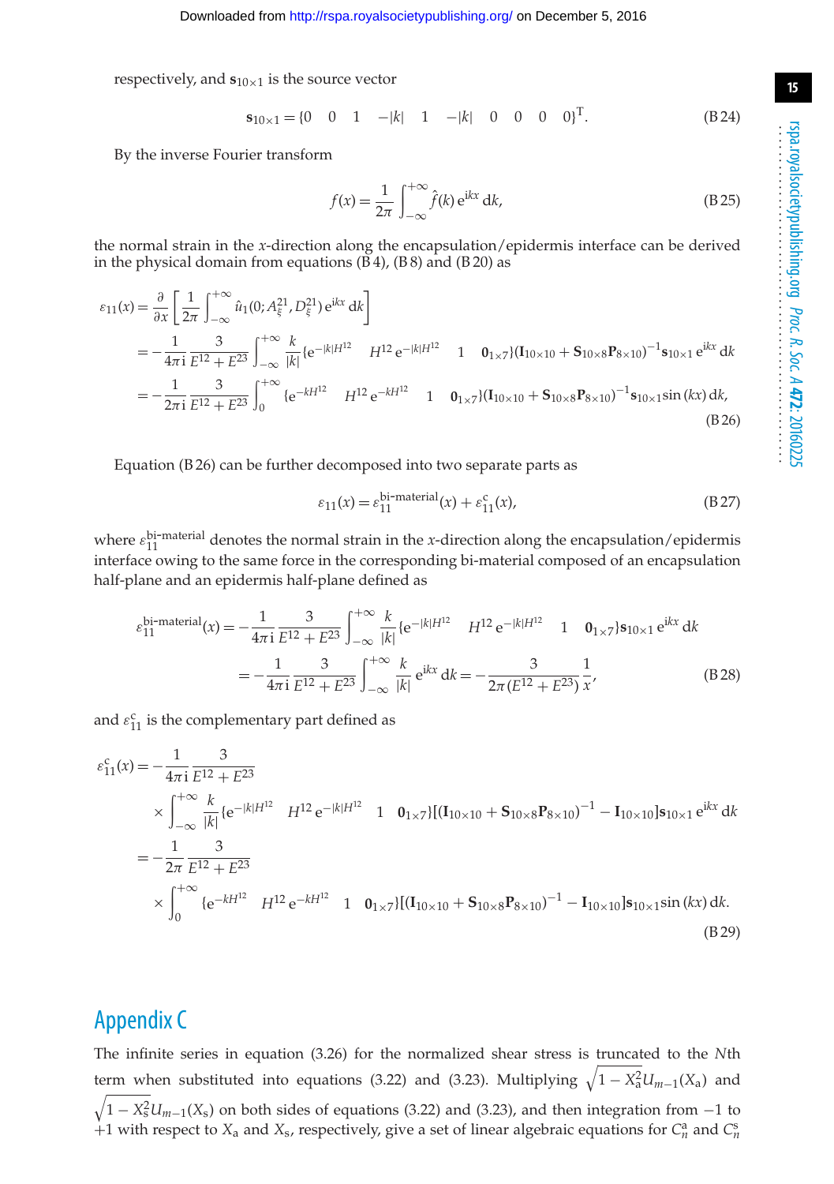respectively, and $\mathbf{s}_{10\times 1}$ is the source vector

$$\mathbf{s}_{10\times 1} = \{0 \quad 0 \quad 1 \quad -|k| \quad 1 \quad -|k| \quad 0 \quad 0 \quad 0 \quad 0\}^{\mathrm{T}}. \tag{B 24}$$

By the inverse Fourier transform

$$f(x) = \frac{1}{2\pi}\int_{-\infty}^{+\infty} \hat{f}(k)\,\mathrm{e}^{\mathrm{i}kx}\,\mathrm{d}k, \tag{B 25}$$

the normal strain in the $x$-direction along the encapsulation/epidermis interface can be derived in the physical domain from equations (B 4), (B 8) and (B 20) as

$$\begin{aligned}
\varepsilon_{11}(x) &= \frac{\partial}{\partial x}\left[\frac{1}{2\pi}\int_{-\infty}^{+\infty} \hat{u}_1(0; A_\xi^{21}, D_\xi^{21})\,\mathrm{e}^{\mathrm{i}kx}\,\mathrm{d}k\right] \\
&= -\frac{1}{4\pi \mathrm{i}}\frac{3}{E^{12}+E^{23}}\int_{-\infty}^{+\infty}\frac{k}{|k|}\{\mathrm{e}^{-|k|H^{12}} \quad H^{12}\,\mathrm{e}^{-|k|H^{12}} \quad 1 \quad \mathbf{0}_{1\times 7}\}(\mathbf{I}_{10\times 10}+\mathbf{S}_{10\times 8}\mathbf{P}_{8\times 10})^{-1}\mathbf{s}_{10\times 1}\,\mathrm{e}^{\mathrm{i}kx}\,\mathrm{d}k \\
&= -\frac{1}{2\pi \mathrm{i}}\frac{3}{E^{12}+E^{23}}\int_{0}^{+\infty}\{\mathrm{e}^{-kH^{12}} \quad H^{12}\,\mathrm{e}^{-kH^{12}} \quad 1 \quad \mathbf{0}_{1\times 7}\}(\mathbf{I}_{10\times 10}+\mathbf{S}_{10\times 8}\mathbf{P}_{8\times 10})^{-1}\mathbf{s}_{10\times 1}\sin(kx)\,\mathrm{d}k,
\end{aligned} \tag{B 26}$$

Equation (B 26) can be further decomposed into two separate parts as

$$\varepsilon_{11}(x) = \varepsilon_{11}^{\text{bi-material}}(x) + \varepsilon_{11}^{\mathrm{c}}(x), \tag{B 27}$$

where $\varepsilon_{11}^{\text{bi-material}}$ denotes the normal strain in the $x$-direction along the encapsulation/epidermis interface owing to the same force in the corresponding bi-material composed of an encapsulation half-plane and an epidermis half-plane defined as

$$\begin{aligned}
\varepsilon_{11}^{\text{bi-material}}(x) &= -\frac{1}{4\pi \mathrm{i}}\frac{3}{E^{12}+E^{23}}\int_{-\infty}^{+\infty}\frac{k}{|k|}\{\mathrm{e}^{-|k|H^{12}} \quad H^{12}\,\mathrm{e}^{-|k|H^{12}} \quad 1 \quad \mathbf{0}_{1\times 7}\}\mathbf{s}_{10\times 1}\,\mathrm{e}^{\mathrm{i}kx}\,\mathrm{d}k \\
&= -\frac{1}{4\pi \mathrm{i}}\frac{3}{E^{12}+E^{23}}\int_{-\infty}^{+\infty}\frac{k}{|k|}\,\mathrm{e}^{\mathrm{i}kx}\,\mathrm{d}k = -\frac{3}{2\pi(E^{12}+E^{23})}\frac{1}{x},
\end{aligned} \tag{B 28}$$

and $\varepsilon_{11}^{\mathrm{c}}$ is the complementary part defined as

$$\begin{aligned}
\varepsilon_{11}^{\mathrm{c}}(x) &= -\frac{1}{4\pi \mathrm{i}}\frac{3}{E^{12}+E^{23}} \\
&\quad\times \int_{-\infty}^{+\infty}\frac{k}{|k|}\{\mathrm{e}^{-|k|H^{12}} \quad H^{12}\,\mathrm{e}^{-|k|H^{12}} \quad 1 \quad \mathbf{0}_{1\times 7}\}[(\mathbf{I}_{10\times 10}+\mathbf{S}_{10\times 8}\mathbf{P}_{8\times 10})^{-1}-\mathbf{I}_{10\times 10}]\mathbf{s}_{10\times 1}\,\mathrm{e}^{\mathrm{i}kx}\,\mathrm{d}k \\
&= -\frac{1}{2\pi}\frac{3}{E^{12}+E^{23}} \\
&\quad\times \int_{0}^{+\infty}\{\mathrm{e}^{-kH^{12}} \quad H^{12}\,\mathrm{e}^{-kH^{12}} \quad 1 \quad \mathbf{0}_{1\times 7}\}[(\mathbf{I}_{10\times 10}+\mathbf{S}_{10\times 8}\mathbf{P}_{8\times 10})^{-1}-\mathbf{I}_{10\times 10}]\mathbf{s}_{10\times 1}\sin(kx)\,\mathrm{d}k.
\end{aligned} \tag{B 29}$$

## Appendix C

The infinite series in equation (3.26) for the normalized shear stress is truncated to the $N$th term when substituted into equations (3.22) and (3.23). Multiplying $\sqrt{1-X_{\mathrm{a}}^2}U_{m-1}(X_{\mathrm{a}})$ and $\sqrt{1-X_{\mathrm{s}}^2}U_{m-1}(X_{\mathrm{s}})$ on both sides of equations (3.22) and (3.23), and then integration from $-1$ to $+1$ with respect to $X_{\mathrm{a}}$ and $X_{\mathrm{s}}$, respectively, give a set of linear algebraic equations for $C_n^{\mathrm{a}}$ and $C_n^{\mathrm{s}}$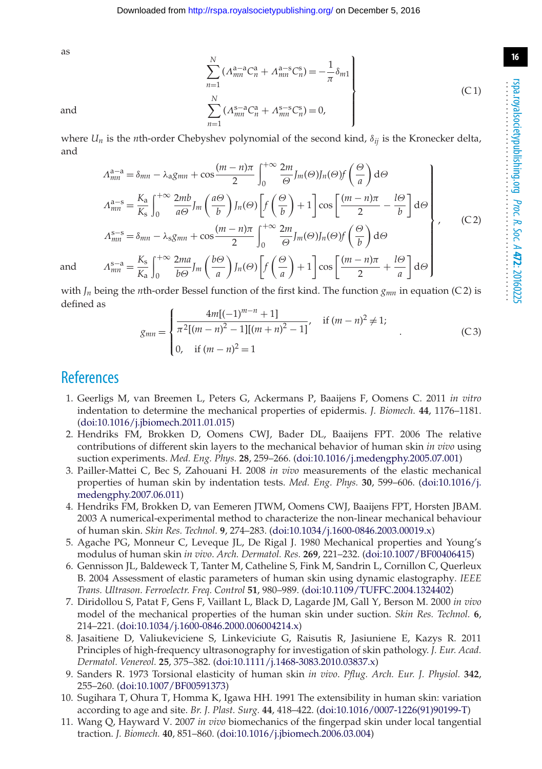as

$$
\left.
\begin{aligned}
&\sum_{n=1}^{N}(\Lambda_{mn}^{\mathrm{a-a}}C_n^{\mathrm{a}}+\Lambda_{mn}^{\mathrm{a-s}}C_n^{\mathrm{s}})=-\frac{1}{\pi}\delta_{m1}\\
\text{and}\quad &\sum_{n=1}^{N}(\Lambda_{mn}^{\mathrm{s-a}}C_n^{\mathrm{a}}+\Lambda_{mn}^{\mathrm{s-s}}C_n^{\mathrm{s}})=0,
\end{aligned}
\right\} \tag{C 1}
$$

where $U_n$ is the $n$th-order Chebyshev polynomial of the second kind, $\delta_{ij}$ is the Kronecker delta, and

$$
\left.
\begin{aligned}
\Lambda_{mn}^{\mathrm{a-a}}&=\delta_{mn}-\lambda_{\mathrm{a}}g_{mn}+\cos\frac{(m-n)\pi}{2}\int_0^{+\infty}\frac{2m}{\Theta}J_m(\Theta)J_n(\Theta)f\left(\frac{\Theta}{a}\right)\mathrm{d}\Theta\\
\Lambda_{mn}^{\mathrm{a-s}}&=\frac{K_{\mathrm{a}}}{K_{\mathrm{s}}}\int_0^{+\infty}\frac{2mb}{a\Theta}J_m\left(\frac{a\Theta}{b}\right)J_n(\Theta)\left[f\left(\frac{\Theta}{b}\right)+1\right]\cos\left[\frac{(m-n)\pi}{2}-\frac{l\Theta}{b}\right]\mathrm{d}\Theta\\
\Lambda_{mn}^{\mathrm{s-s}}&=\delta_{mn}-\lambda_{\mathrm{s}}g_{mn}+\cos\frac{(m-n)\pi}{2}\int_0^{+\infty}\frac{2m}{\Theta}J_m(\Theta)J_n(\Theta)f\left(\frac{\Theta}{b}\right)\mathrm{d}\Theta\\
\text{and}\quad \Lambda_{mn}^{\mathrm{s-a}}&=\frac{K_{\mathrm{s}}}{K_{\mathrm{a}}}\int_0^{+\infty}\frac{2ma}{b\Theta}J_m\left(\frac{b\Theta}{a}\right)J_n(\Theta)\left[f\left(\frac{\Theta}{a}\right)+1\right]\cos\left[\frac{(m-n)\pi}{2}+\frac{l\Theta}{a}\right]\mathrm{d}\Theta
\end{aligned}
\right\}, \tag{C 2}
$$

with $J_n$ being the $n$th-order Bessel function of the first kind. The function $g_{mn}$ in equation (C 2) is defined as

$$
g_{mn}=\begin{cases}\dfrac{4m[(-1)^{m-n}+1]}{\pi^2[(m-n)^2-1][(m+n)^2-1]}, & \text{if } (m-n)^2\neq 1;\\[2mm] 0, \quad \text{if } (m-n)^2=1\end{cases}. \tag{C 3}
$$

## References

1. Geerligs M, van Breemen L, Peters G, Ackermans P, Baaijens F, Oomens C. 2011 *in vitro* indentation to determine the mechanical properties of epidermis. *J. Biomech.* **44**, 1176–1181. (doi:10.1016/j.jbiomech.2011.01.015)
2. Hendriks FM, Brokken D, Oomens CWJ, Bader DL, Baaijens FPT. 2006 The relative contributions of different skin layers to the mechanical behavior of human skin *in vivo* using suction experiments. *Med. Eng. Phys.* **28**, 259–266. (doi:10.1016/j.medengphy.2005.07.001)
3. Pailler-Mattei C, Bec S, Zahouani H. 2008 *in vivo* measurements of the elastic mechanical properties of human skin by indentation tests. *Med. Eng. Phys.* **30**, 599–606. (doi:10.1016/j.medengphy.2007.06.011)
4. Hendriks FM, Brokken D, van Eemeren JTWM, Oomens CWJ, Baaijens FPT, Horsten JBAM. 2003 A numerical-experimental method to characterize the non-linear mechanical behaviour of human skin. *Skin Res. Technol.* **9**, 274–283. (doi:10.1034/j.1600-0846.2003.00019.x)
5. Agache PG, Monneur C, Leveque JL, De Rigal J. 1980 Mechanical properties and Young's modulus of human skin *in vivo*. *Arch. Dermatol. Res.* **269**, 221–232. (doi:10.1007/BF00406415)
6. Gennisson JL, Baldeweck T, Tanter M, Catheline S, Fink M, Sandrin L, Cornillon C, Querleux B. 2004 Assessment of elastic parameters of human skin using dynamic elastography. *IEEE Trans. Ultrason. Ferroelectr. Freq. Control* **51**, 980–989. (doi:10.1109/TUFFC.2004.1324402)
7. Diridollou S, Patat F, Gens F, Vaillant L, Black D, Lagarde JM, Gall Y, Berson M. 2000 *in vivo* model of the mechanical properties of the human skin under suction. *Skin Res. Technol.* **6**, 214–221. (doi:10.1034/j.1600-0846.2000.006004214.x)
8. Jasaitiene D, Valiukeviciene S, Linkeviciute G, Raisutis R, Jasiuniene E, Kazys R. 2011 Principles of high-frequency ultrasonography for investigation of skin pathology. *J. Eur. Acad. Dermatol. Venereol.* **25**, 375–382. (doi:10.1111/j.1468-3083.2010.03837.x)
9. Sanders R. 1973 Torsional elasticity of human skin *in vivo*. *Pflug. Arch. Eur. J. Physiol.* **342**, 255–260. (doi:10.1007/BF00591373)
10. Sugihara T, Ohura T, Homma K, Igawa HH. 1991 The extensibility in human skin: variation according to age and site. *Br. J. Plast. Surg.* **44**, 418–422. (doi:10.1016/0007-1226(91)90199-T)
11. Wang Q, Hayward V. 2007 *in vivo* biomechanics of the fingerpad skin under local tangential traction. *J. Biomech.* **40**, 851–860. (doi:10.1016/j.jbiomech.2006.03.004)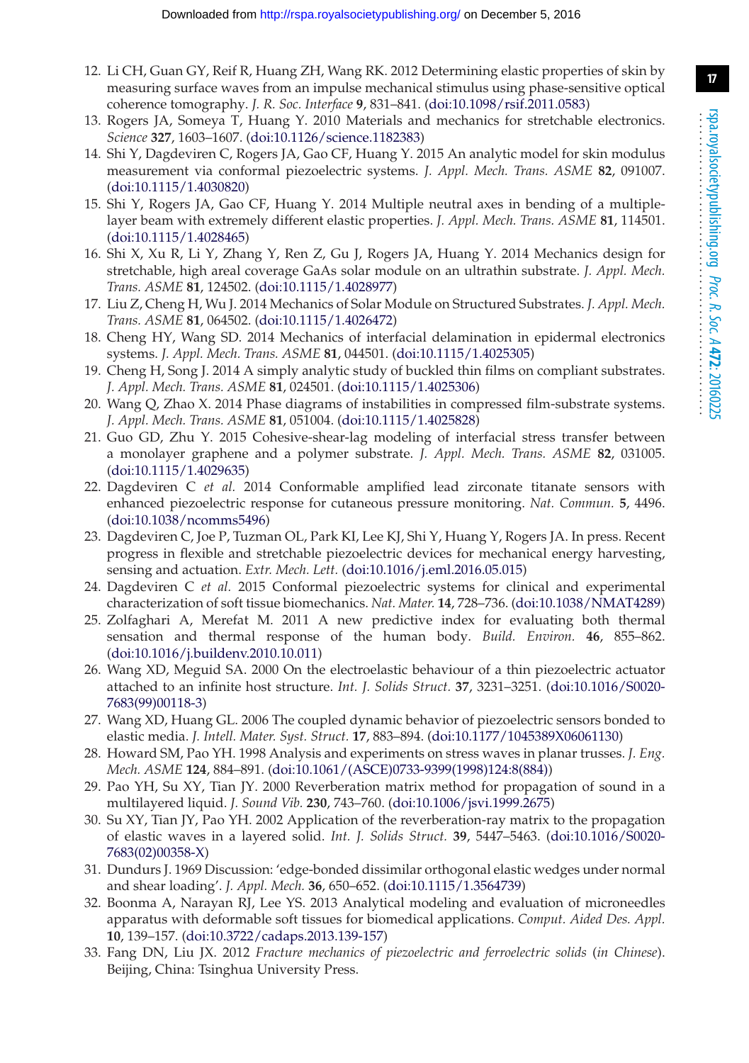12. Li CH, Guan GY, Reif R, Huang ZH, Wang RK. 2012 Determining elastic properties of skin by measuring surface waves from an impulse mechanical stimulus using phase-sensitive optical coherence tomography. *J. R. Soc. Interface* **9**, 831–841. (doi:10.1098/rsif.2011.0583)
13. Rogers JA, Someya T, Huang Y. 2010 Materials and mechanics for stretchable electronics. *Science* **327**, 1603–1607. (doi:10.1126/science.1182383)
14. Shi Y, Dagdeviren C, Rogers JA, Gao CF, Huang Y. 2015 An analytic model for skin modulus measurement via conformal piezoelectric systems. *J. Appl. Mech. Trans. ASME* **82**, 091007. (doi:10.1115/1.4030820)
15. Shi Y, Rogers JA, Gao CF, Huang Y. 2014 Multiple neutral axes in bending of a multiple-layer beam with extremely different elastic properties. *J. Appl. Mech. Trans. ASME* **81**, 114501. (doi:10.1115/1.4028465)
16. Shi X, Xu R, Li Y, Zhang Y, Ren Z, Gu J, Rogers JA, Huang Y. 2014 Mechanics design for stretchable, high areal coverage GaAs solar module on an ultrathin substrate. *J. Appl. Mech. Trans. ASME* **81**, 124502. (doi:10.1115/1.4028977)
17. Liu Z, Cheng H, Wu J. 2014 Mechanics of Solar Module on Structured Substrates. *J. Appl. Mech. Trans. ASME* **81**, 064502. (doi:10.1115/1.4026472)
18. Cheng HY, Wang SD. 2014 Mechanics of interfacial delamination in epidermal electronics systems. *J. Appl. Mech. Trans. ASME* **81**, 044501. (doi:10.1115/1.4025305)
19. Cheng H, Song J. 2014 A simply analytic study of buckled thin films on compliant substrates. *J. Appl. Mech. Trans. ASME* **81**, 024501. (doi:10.1115/1.4025306)
20. Wang Q, Zhao X. 2014 Phase diagrams of instabilities in compressed film-substrate systems. *J. Appl. Mech. Trans. ASME* **81**, 051004. (doi:10.1115/1.4025828)
21. Guo GD, Zhu Y. 2015 Cohesive-shear-lag modeling of interfacial stress transfer between a monolayer graphene and a polymer substrate. *J. Appl. Mech. Trans. ASME* **82**, 031005. (doi:10.1115/1.4029635)
22. Dagdeviren C *et al.* 2014 Conformable amplified lead zirconate titanate sensors with enhanced piezoelectric response for cutaneous pressure monitoring. *Nat. Commun.* **5**, 4496. (doi:10.1038/ncomms5496)
23. Dagdeviren C, Joe P, Tuzman OL, Park KI, Lee KJ, Shi Y, Huang Y, Rogers JA. In press. Recent progress in flexible and stretchable piezoelectric devices for mechanical energy harvesting, sensing and actuation. *Extr. Mech. Lett.* (doi:10.1016/j.eml.2016.05.015)
24. Dagdeviren C *et al.* 2015 Conformal piezoelectric systems for clinical and experimental characterization of soft tissue biomechanics. *Nat. Mater.* **14**, 728–736. (doi:10.1038/NMAT4289)
25. Zolfaghari A, Merefat M. 2011 A new predictive index for evaluating both thermal sensation and thermal response of the human body. *Build. Environ.* **46**, 855–862. (doi:10.1016/j.buildenv.2010.10.011)
26. Wang XD, Meguid SA. 2000 On the electroelastic behaviour of a thin piezoelectric actuator attached to an infinite host structure. *Int. J. Solids Struct.* **37**, 3231–3251. (doi:10.1016/S0020-7683(99)00118-3)
27. Wang XD, Huang GL. 2006 The coupled dynamic behavior of piezoelectric sensors bonded to elastic media. *J. Intell. Mater. Syst. Struct.* **17**, 883–894. (doi:10.1177/1045389X06061130)
28. Howard SM, Pao YH. 1998 Analysis and experiments on stress waves in planar trusses. *J. Eng. Mech. ASME* **124**, 884–891. (doi:10.1061/(ASCE)0733-9399(1998)124:8(884))
29. Pao YH, Su XY, Tian JY. 2000 Reverberation matrix method for propagation of sound in a multilayered liquid. *J. Sound Vib.* **230**, 743–760. (doi:10.1006/jsvi.1999.2675)
30. Su XY, Tian JY, Pao YH. 2002 Application of the reverberation-ray matrix to the propagation of elastic waves in a layered solid. *Int. J. Solids Struct.* **39**, 5447–5463. (doi:10.1016/S0020-7683(02)00358-X)
31. Dundurs J. 1969 Discussion: 'edge-bonded dissimilar orthogonal elastic wedges under normal and shear loading'. *J. Appl. Mech.* **36**, 650–652. (doi:10.1115/1.3564739)
32. Boonma A, Narayan RJ, Lee YS. 2013 Analytical modeling and evaluation of microneedles apparatus with deformable soft tissues for biomedical applications. *Comput. Aided Des. Appl.* **10**, 139–157. (doi:10.3722/cadaps.2013.139-157)
33. Fang DN, Liu JX. 2012 *Fracture mechanics of piezoelectric and ferroelectric solids* (*in Chinese*). Beijing, China: Tsinghua University Press.